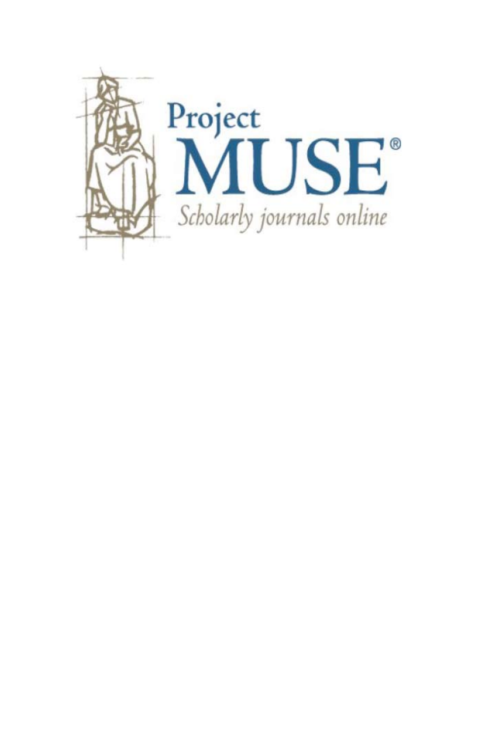Project
MUSE®
*Scholarly journals online*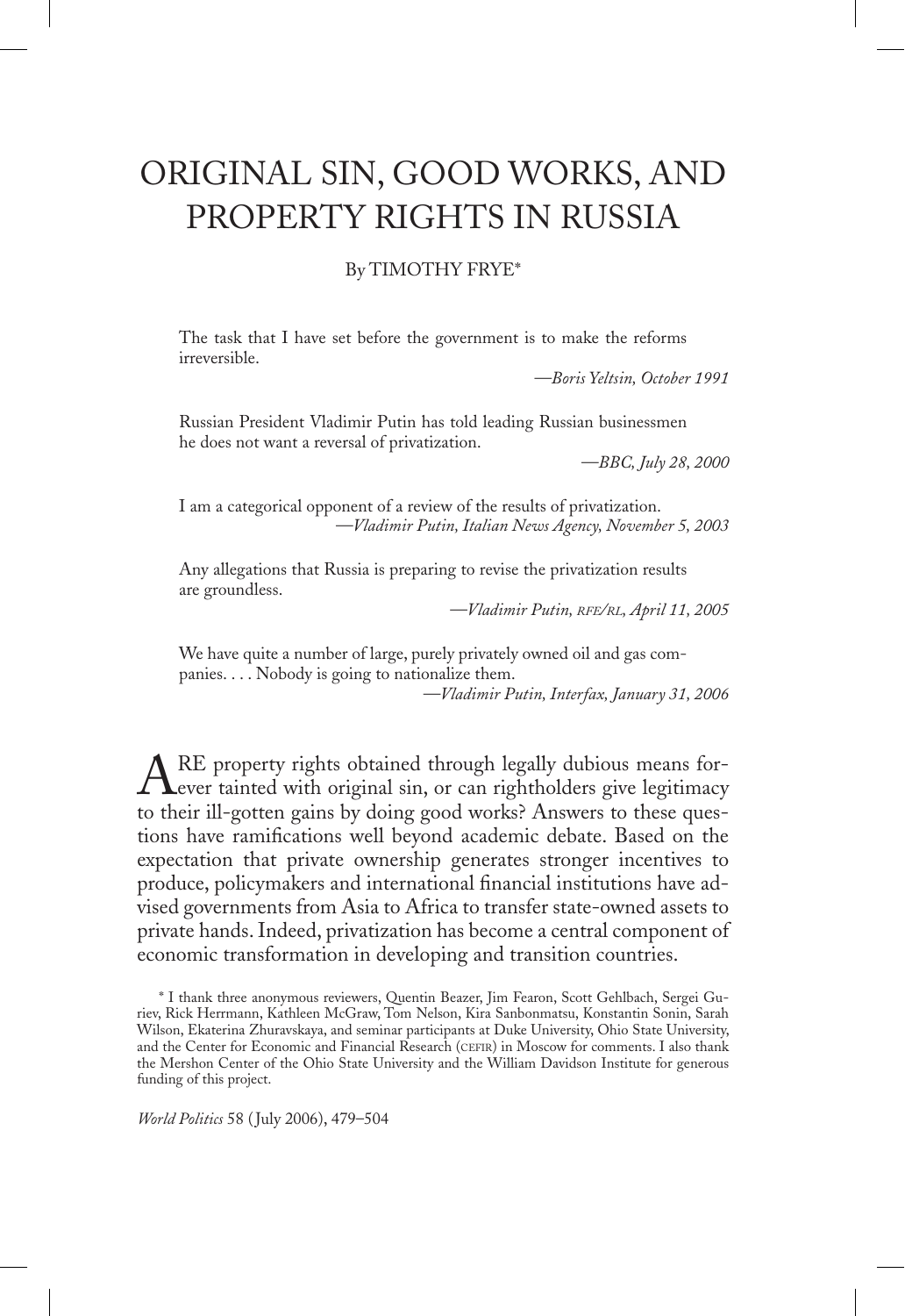# ORIGINAL SIN, GOOD WORKS, AND PROPERTY RIGHTS IN RUSSIA

By TIMOTHY FRYE*

> The task that I have set before the government is to make the reforms irreversible.
>
> —*Boris Yeltsin, October 1991*

> Russian President Vladimir Putin has told leading Russian businessmen he does not want a reversal of privatization.
>
> —*BBC, July 28, 2000*

> I am a categorical opponent of a review of the results of privatization.
>
> —*Vladimir Putin, Italian News Agency, November 5, 2003*

> Any allegations that Russia is preparing to revise the privatization results are groundless.
>
> —*Vladimir Putin, RFE/RL, April 11, 2005*

> We have quite a number of large, purely privately owned oil and gas companies. . . . Nobody is going to nationalize them.
>
> —*Vladimir Putin, Interfax, January 31, 2006*

ARE property rights obtained through legally dubious means forever tainted with original sin, or can rightholders give legitimacy to their ill-gotten gains by doing good works? Answers to these questions have ramifications well beyond academic debate. Based on the expectation that private ownership generates stronger incentives to produce, policymakers and international financial institutions have advised governments from Asia to Africa to transfer state-owned assets to private hands. Indeed, privatization has become a central component of economic transformation in developing and transition countries.

* I thank three anonymous reviewers, Quentin Beazer, Jim Fearon, Scott Gehlbach, Sergei Guriev, Rick Herrmann, Kathleen McGraw, Tom Nelson, Kira Sanbonmatsu, Konstantin Sonin, Sarah Wilson, Ekaterina Zhuravskaya, and seminar participants at Duke University, Ohio State University, and the Center for Economic and Financial Research (CEFIR) in Moscow for comments. I also thank the Mershon Center of the Ohio State University and the William Davidson Institute for generous funding of this project.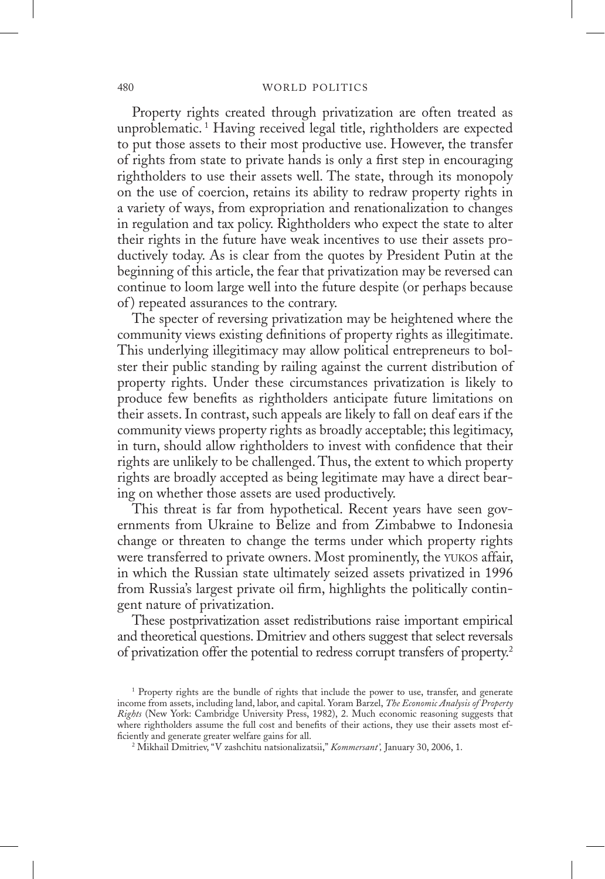Property rights created through privatization are often treated as unproblematic.[1] Having received legal title, rightholders are expected to put those assets to their most productive use. However, the transfer of rights from state to private hands is only a first step in encouraging rightholders to use their assets well. The state, through its monopoly on the use of coercion, retains its ability to redraw property rights in a variety of ways, from expropriation and renationalization to changes in regulation and tax policy. Rightholders who expect the state to alter their rights in the future have weak incentives to use their assets productively today. As is clear from the quotes by President Putin at the beginning of this article, the fear that privatization may be reversed can continue to loom large well into the future despite (or perhaps because of) repeated assurances to the contrary.

The specter of reversing privatization may be heightened where the community views existing definitions of property rights as illegitimate. This underlying illegitimacy may allow political entrepreneurs to bolster their public standing by railing against the current distribution of property rights. Under these circumstances privatization is likely to produce few benefits as rightholders anticipate future limitations on their assets. In contrast, such appeals are likely to fall on deaf ears if the community views property rights as broadly acceptable; this legitimacy, in turn, should allow rightholders to invest with confidence that their rights are unlikely to be challenged. Thus, the extent to which property rights are broadly accepted as being legitimate may have a direct bearing on whether those assets are used productively.

This threat is far from hypothetical. Recent years have seen governments from Ukraine to Belize and from Zimbabwe to Indonesia change or threaten to change the terms under which property rights were transferred to private owners. Most prominently, the YUKOS affair, in which the Russian state ultimately seized assets privatized in 1996 from Russia's largest private oil firm, highlights the politically contingent nature of privatization.

These postprivatization asset redistributions raise important empirical and theoretical questions. Dmitriev and others suggest that select reversals of privatization offer the potential to redress corrupt transfers of property.[2]

[1] Property rights are the bundle of rights that include the power to use, transfer, and generate income from assets, including land, labor, and capital. Yoram Barzel, *The Economic Analysis of Property Rights* (New York: Cambridge University Press, 1982), 2. Much economic reasoning suggests that where rightholders assume the full cost and benefits of their actions, they use their assets most efficiently and generate greater welfare gains for all.

[2] Mikhail Dmitriev, "V zashchitu natsionalizatsii," *Kommersant',* January 30, 2006, 1.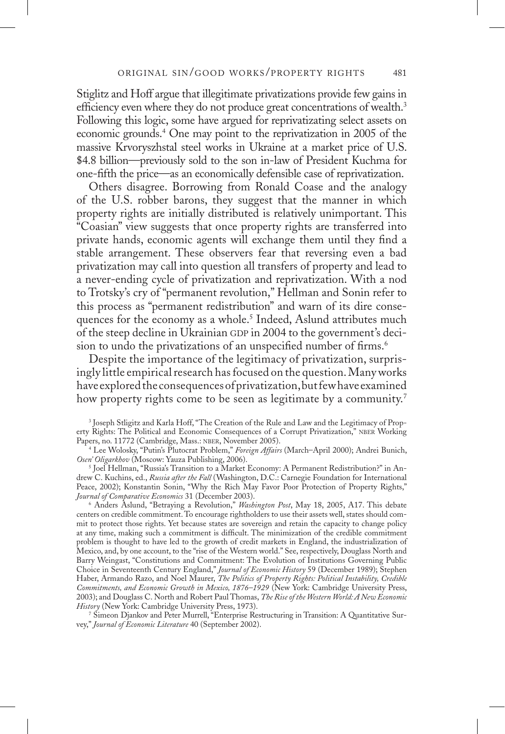Stiglitz and Hoff argue that illegitimate privatizations provide few gains in efficiency even where they do not produce great concentrations of wealth.[3] Following this logic, some have argued for reprivatizating select assets on economic grounds.[4] One may point to the reprivatization in 2005 of the massive Krvoryszhstal steel works in Ukraine at a market price of U.S. \$4.8 billion—previously sold to the son in-law of President Kuchma for one-fifth the price—as an economically defensible case of reprivatization.

Others disagree. Borrowing from Ronald Coase and the analogy of the U.S. robber barons, they suggest that the manner in which property rights are initially distributed is relatively unimportant. This "Coasian" view suggests that once property rights are transferred into private hands, economic agents will exchange them until they find a stable arrangement. These observers fear that reversing even a bad privatization may call into question all transfers of property and lead to a never-ending cycle of privatization and reprivatization. With a nod to Trotsky's cry of "permanent revolution," Hellman and Sonin refer to this process as "permanent redistribution" and warn of its dire consequences for the economy as a whole.[5] Indeed, Aslund attributes much of the steep decline in Ukrainian GDP in 2004 to the government's decision to undo the privatizations of an unspecified number of firms.[6]

Despite the importance of the legitimacy of privatization, surprisingly little empirical research has focused on the question. Many works have explored the consequences of privatization, but few have examined how property rights come to be seen as legitimate by a community.[7]

[3] Joseph Stligitz and Karla Hoff, "The Creation of the Rule and Law and the Legitimacy of Property Rights: The Political and Economic Consequences of a Corrupt Privatization," NBER Working Papers, no. 11772 (Cambridge, Mass.: NBER, November 2005).

[4] Lee Wolosky, "Putin's Plutocrat Problem," *Foreign Affairs* (March–April 2000); Andrei Bunich, *Osen' Oligarkhov* (Moscow: Yauza Publishing, 2006).

[5] Joel Hellman, "Russia's Transition to a Market Economy: A Permanent Redistribution?" in Andrew C. Kuchins, ed., *Russia after the Fall* (Washington, D.C.: Carnegie Foundation for International Peace, 2002); Konstantin Sonin, "Why the Rich May Favor Poor Protection of Property Rights," *Journal of Comparative Economics* 31 (December 2003).

[6] Anders Aslund, "Betraying a Revolution," *Washington Post*, May 18, 2005, A17. This debate centers on credible commitment. To encourage rightholders to use their assets well, states should commit to protect those rights. Yet because states are sovereign and retain the capacity to change policy at any time, making such a commitment is difficult. The minimization of the credible commitment problem is thought to have led to the growth of credit markets in England, the industrialization of Mexico, and, by one account, to the "rise of the Western world." See, respectively, Douglass North and Barry Weingast, "Constitutions and Commitment: The Evolution of Institutions Governing Public Choice in Seventeenth Century England," *Journal of Economic History* 59 (December 1989); Stephen Haber, Armando Razo, and Noel Maurer, *The Politics of Property Rights: Political Instability, Credible Commitments, and Economic Growth in Mexico, 1876–1929* (New York: Cambridge University Press, 2003); and Douglass C. North and Robert Paul Thomas, *The Rise of the Western World: A New Economic History* (New York: Cambridge University Press, 1973).

[7] Simeon Djankov and Peter Murrell, "Enterprise Restructuring in Transition: A Quantitative Survey," *Journal of Economic Literature* 40 (September 2002).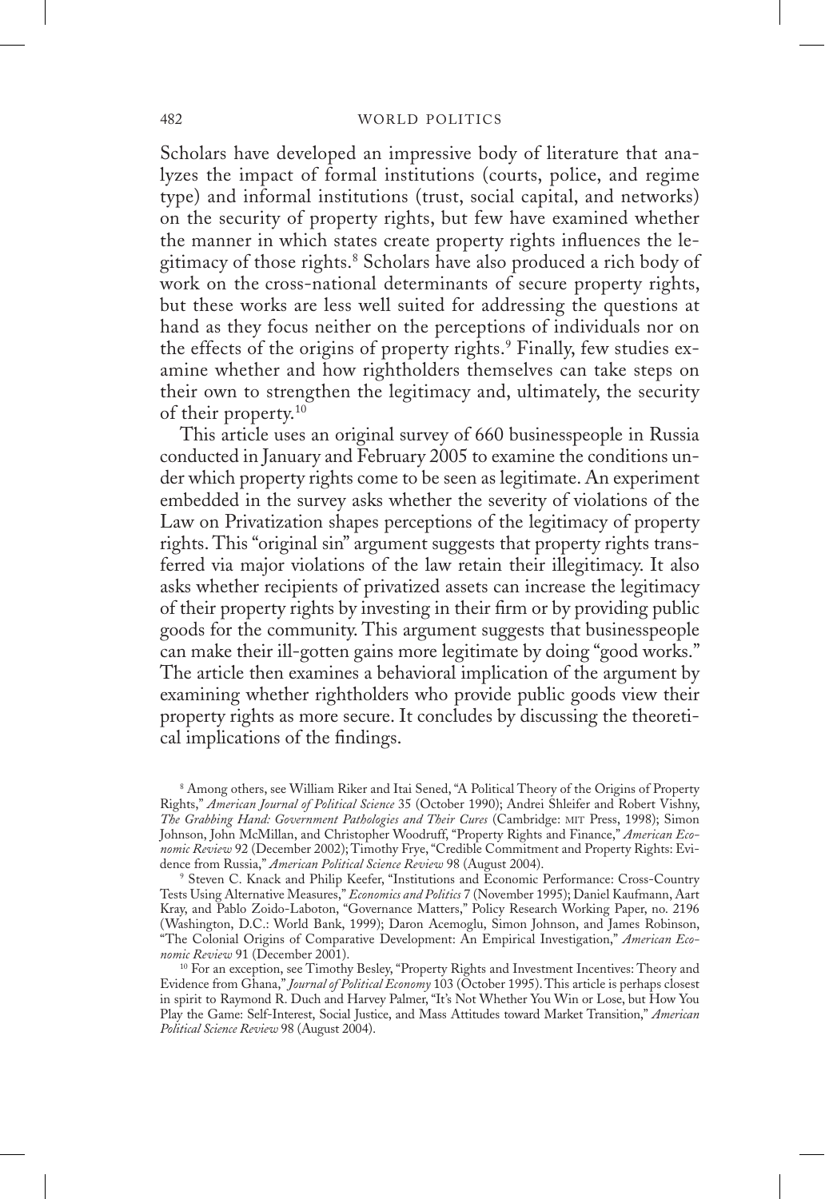Scholars have developed an impressive body of literature that analyzes the impact of formal institutions (courts, police, and regime type) and informal institutions (trust, social capital, and networks) on the security of property rights, but few have examined whether the manner in which states create property rights influences the legitimacy of those rights.[8] Scholars have also produced a rich body of work on the cross-national determinants of secure property rights, but these works are less well suited for addressing the questions at hand as they focus neither on the perceptions of individuals nor on the effects of the origins of property rights.[9] Finally, few studies examine whether and how rightholders themselves can take steps on their own to strengthen the legitimacy and, ultimately, the security of their property.[10]

This article uses an original survey of 660 businesspeople in Russia conducted in January and February 2005 to examine the conditions under which property rights come to be seen as legitimate. An experiment embedded in the survey asks whether the severity of violations of the Law on Privatization shapes perceptions of the legitimacy of property rights. This "original sin" argument suggests that property rights transferred via major violations of the law retain their illegitimacy. It also asks whether recipients of privatized assets can increase the legitimacy of their property rights by investing in their firm or by providing public goods for the community. This argument suggests that businesspeople can make their ill-gotten gains more legitimate by doing "good works." The article then examines a behavioral implication of the argument by examining whether rightholders who provide public goods view their property rights as more secure. It concludes by discussing the theoretical implications of the findings.

---

[8] Among others, see William Riker and Itai Sened, "A Political Theory of the Origins of Property Rights," *American Journal of Political Science* 35 (October 1990); Andrei Shleifer and Robert Vishny, *The Grabbing Hand: Government Pathologies and Their Cures* (Cambridge: MIT Press, 1998); Simon Johnson, John McMillan, and Christopher Woodruff, "Property Rights and Finance," *American Economic Review* 92 (December 2002); Timothy Frye, "Credible Commitment and Property Rights: Evidence from Russia," *American Political Science Review* 98 (August 2004).

[9] Steven C. Knack and Philip Keefer, "Institutions and Economic Performance: Cross-Country Tests Using Alternative Measures," *Economics and Politics* 7 (November 1995); Daniel Kaufmann, Aart Kray, and Pablo Zoido-Laboton, "Governance Matters," Policy Research Working Paper, no. 2196 (Washington, D.C.: World Bank, 1999); Daron Acemoglu, Simon Johnson, and James Robinson, "The Colonial Origins of Comparative Development: An Empirical Investigation," *American Economic Review* 91 (December 2001).

[10] For an exception, see Timothy Besley, "Property Rights and Investment Incentives: Theory and Evidence from Ghana," *Journal of Political Economy* 103 (October 1995). This article is perhaps closest in spirit to Raymond R. Duch and Harvey Palmer, "It's Not Whether You Win or Lose, but How You Play the Game: Self-Interest, Social Justice, and Mass Attitudes toward Market Transition," *American Political Science Review* 98 (August 2004).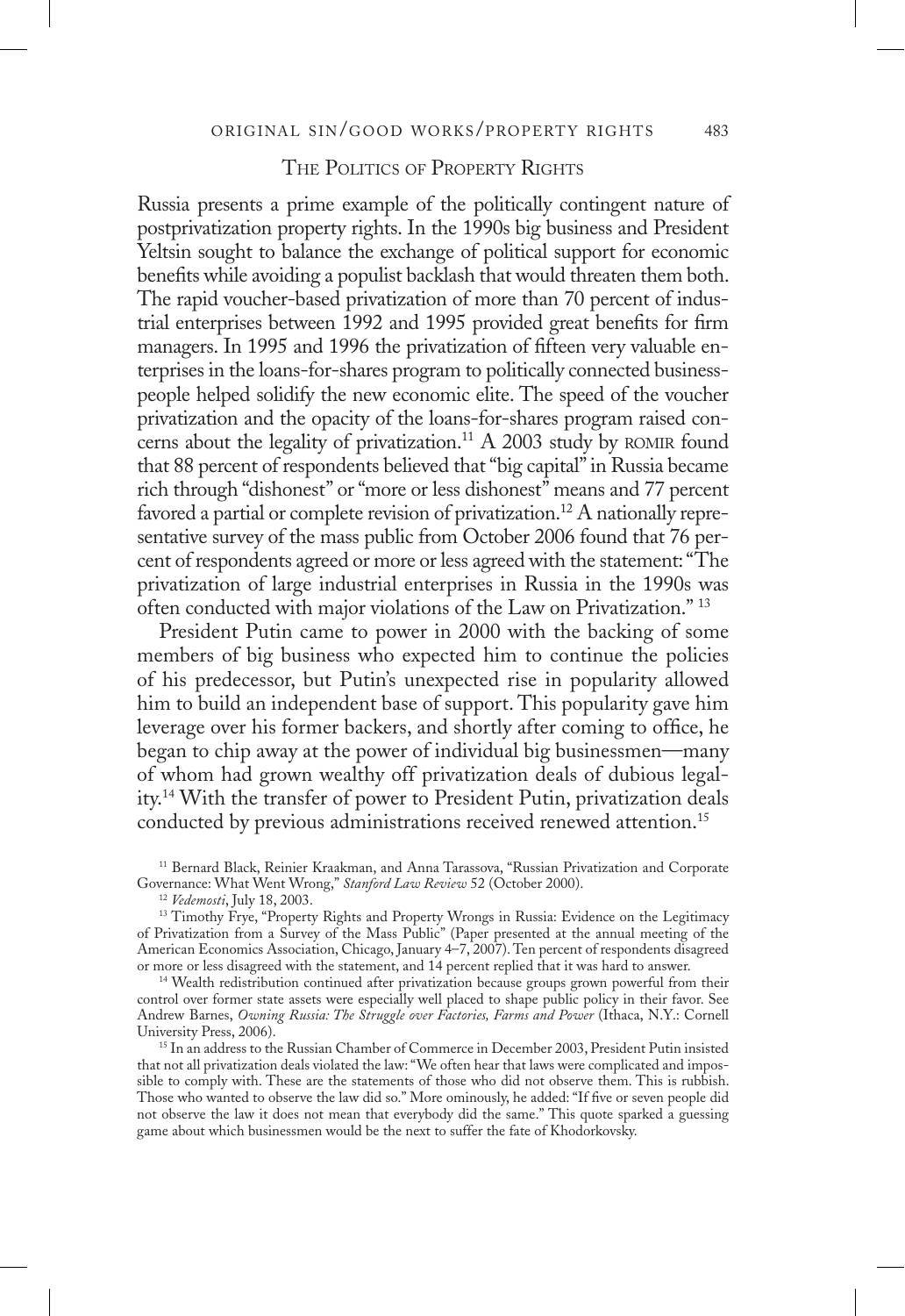## The Politics of Property Rights

Russia presents a prime example of the politically contingent nature of postprivatization property rights. In the 1990s big business and President Yeltsin sought to balance the exchange of political support for economic benefits while avoiding a populist backlash that would threaten them both. The rapid voucher-based privatization of more than 70 percent of industrial enterprises between 1992 and 1995 provided great benefits for firm managers. In 1995 and 1996 the privatization of fifteen very valuable enterprises in the loans-for-shares program to politically connected businesspeople helped solidify the new economic elite. The speed of the voucher privatization and the opacity of the loans-for-shares program raised concerns about the legality of privatization.[11] A 2003 study by ROMIR found that 88 percent of respondents believed that "big capital" in Russia became rich through "dishonest" or "more or less dishonest" means and 77 percent favored a partial or complete revision of privatization.[12] A nationally representative survey of the mass public from October 2006 found that 76 percent of respondents agreed or more or less agreed with the statement: "The privatization of large industrial enterprises in Russia in the 1990s was often conducted with major violations of the Law on Privatization." [13]

President Putin came to power in 2000 with the backing of some members of big business who expected him to continue the policies of his predecessor, but Putin's unexpected rise in popularity allowed him to build an independent base of support. This popularity gave him leverage over his former backers, and shortly after coming to office, he began to chip away at the power of individual big businessmen—many of whom had grown wealthy off privatization deals of dubious legality.[14] With the transfer of power to President Putin, privatization deals conducted by previous administrations received renewed attention.[15]

[11] Bernard Black, Reinier Kraakman, and Anna Tarassova, "Russian Privatization and Corporate Governance: What Went Wrong," *Stanford Law Review* 52 (October 2000).

[12] *Vedemosti*, July 18, 2003.

[13] Timothy Frye, "Property Rights and Property Wrongs in Russia: Evidence on the Legitimacy of Privatization from a Survey of the Mass Public" (Paper presented at the annual meeting of the American Economics Association, Chicago, January 4–7, 2007). Ten percent of respondents disagreed or more or less disagreed with the statement, and 14 percent replied that it was hard to answer.

[14] Wealth redistribution continued after privatization because groups grown powerful from their control over former state assets were especially well placed to shape public policy in their favor. See Andrew Barnes, *Owning Russia: The Struggle over Factories, Farms and Power* (Ithaca, N.Y.: Cornell University Press, 2006).

[15] In an address to the Russian Chamber of Commerce in December 2003, President Putin insisted that not all privatization deals violated the law: "We often hear that laws were complicated and impossible to comply with. These are the statements of those who did not observe them. This is rubbish. Those who wanted to observe the law did so." More ominously, he added: "If five or seven people did not observe the law it does not mean that everybody did the same." This quote sparked a guessing game about which businessmen would be the next to suffer the fate of Khodorkovsky.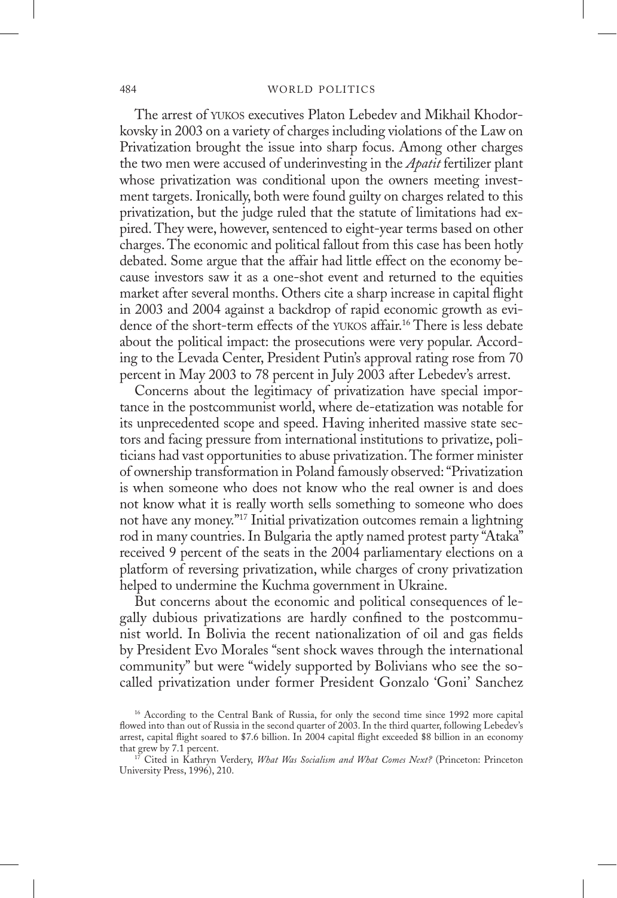The arrest of YUKOS executives Platon Lebedev and Mikhail Khodorkovsky in 2003 on a variety of charges including violations of the Law on Privatization brought the issue into sharp focus. Among other charges the two men were accused of underinvesting in the *Apatit* fertilizer plant whose privatization was conditional upon the owners meeting investment targets. Ironically, both were found guilty on charges related to this privatization, but the judge ruled that the statute of limitations had expired. They were, however, sentenced to eight-year terms based on other charges. The economic and political fallout from this case has been hotly debated. Some argue that the affair had little effect on the economy because investors saw it as a one-shot event and returned to the equities market after several months. Others cite a sharp increase in capital flight in 2003 and 2004 against a backdrop of rapid economic growth as evidence of the short-term effects of the YUKOS affair.[16] There is less debate about the political impact: the prosecutions were very popular. According to the Levada Center, President Putin's approval rating rose from 70 percent in May 2003 to 78 percent in July 2003 after Lebedev's arrest.

Concerns about the legitimacy of privatization have special importance in the postcommunist world, where de-etatization was notable for its unprecedented scope and speed. Having inherited massive state sectors and facing pressure from international institutions to privatize, politicians had vast opportunities to abuse privatization. The former minister of ownership transformation in Poland famously observed: "Privatization is when someone who does not know who the real owner is and does not know what it is really worth sells something to someone who does not have any money."[17] Initial privatization outcomes remain a lightning rod in many countries. In Bulgaria the aptly named protest party "Ataka" received 9 percent of the seats in the 2004 parliamentary elections on a platform of reversing privatization, while charges of crony privatization helped to undermine the Kuchma government in Ukraine.

But concerns about the economic and political consequences of legally dubious privatizations are hardly confined to the postcommunist world. In Bolivia the recent nationalization of oil and gas fields by President Evo Morales "sent shock waves through the international community" but were "widely supported by Bolivians who see the so-called privatization under former President Gonzalo 'Goni' Sanchez

---

[16] According to the Central Bank of Russia, for only the second time since 1992 more capital flowed into than out of Russia in the second quarter of 2003. In the third quarter, following Lebedev's arrest, capital flight soared to $7.6 billion. In 2004 capital flight exceeded $8 billion in an economy that grew by 7.1 percent.

[17] Cited in Kathryn Verdery, *What Was Socialism and What Comes Next?* (Princeton: Princeton University Press, 1996), 210.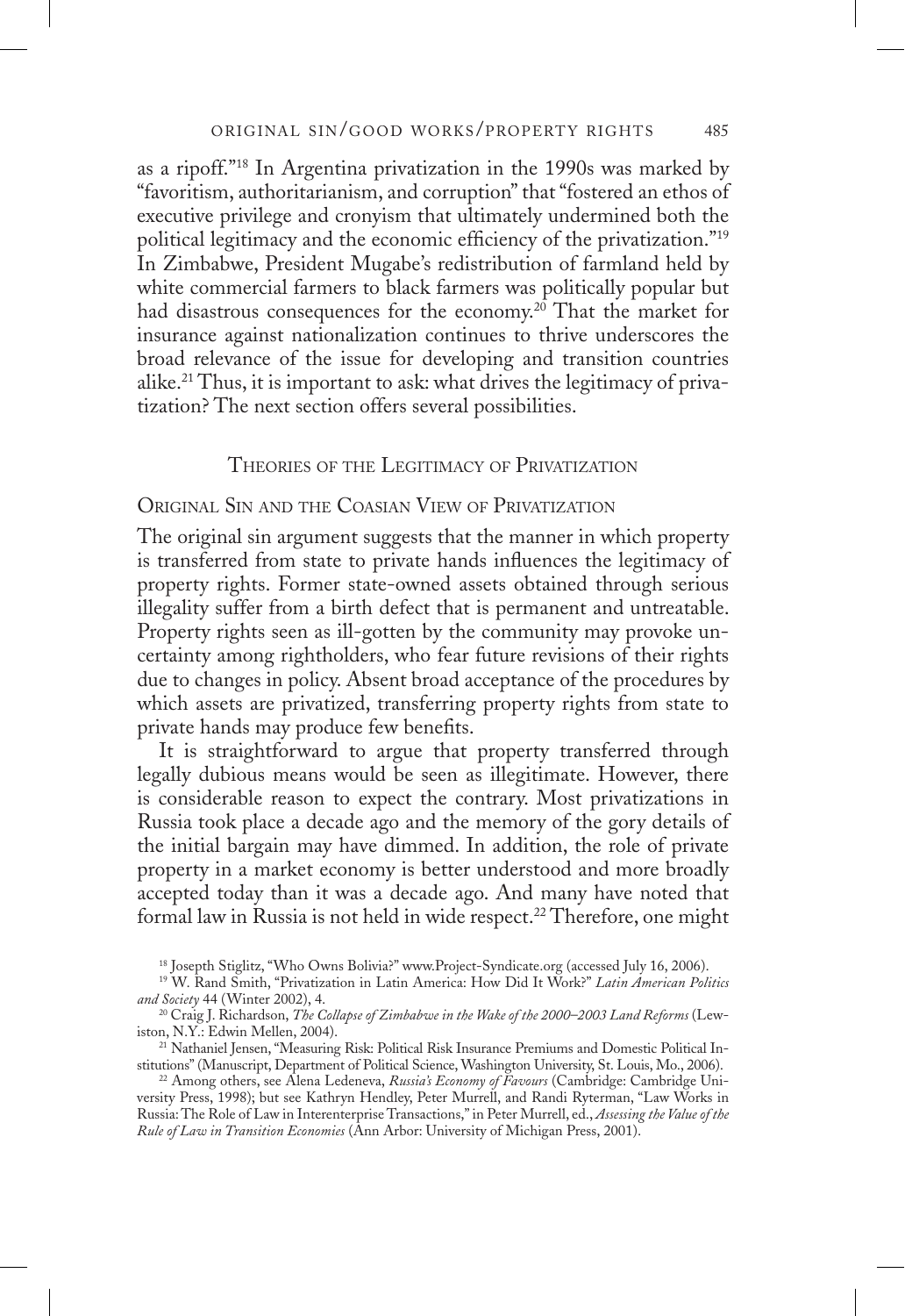as a ripoff."[18] In Argentina privatization in the 1990s was marked by "favoritism, authoritarianism, and corruption" that "fostered an ethos of executive privilege and cronyism that ultimately undermined both the political legitimacy and the economic efficiency of the privatization."[19] In Zimbabwe, President Mugabe's redistribution of farmland held by white commercial farmers to black farmers was politically popular but had disastrous consequences for the economy.[20] That the market for insurance against nationalization continues to thrive underscores the broad relevance of the issue for developing and transition countries alike.[21] Thus, it is important to ask: what drives the legitimacy of privatization? The next section offers several possibilities.

## Theories of the Legitimacy of Privatization

### Original Sin and the Coasian View of Privatization

The original sin argument suggests that the manner in which property is transferred from state to private hands influences the legitimacy of property rights. Former state-owned assets obtained through serious illegality suffer from a birth defect that is permanent and untreatable. Property rights seen as ill-gotten by the community may provoke uncertainty among rightholders, who fear future revisions of their rights due to changes in policy. Absent broad acceptance of the procedures by which assets are privatized, transferring property rights from state to private hands may produce few benefits.

It is straightforward to argue that property transferred through legally dubious means would be seen as illegitimate. However, there is considerable reason to expect the contrary. Most privatizations in Russia took place a decade ago and the memory of the gory details of the initial bargain may have dimmed. In addition, the role of private property in a market economy is better understood and more broadly accepted today than it was a decade ago. And many have noted that formal law in Russia is not held in wide respect.[22] Therefore, one might

[18] Josepth Stiglitz, "Who Owns Bolivia?" www.Project-Syndicate.org (accessed July 16, 2006).

[19] W. Rand Smith, "Privatization in Latin America: How Did It Work?" *Latin American Politics and Society* 44 (Winter 2002), 4.

[20] Craig J. Richardson, *The Collapse of Zimbabwe in the Wake of the 2000–2003 Land Reforms* (Lewiston, N.Y.: Edwin Mellen, 2004).

[21] Nathaniel Jensen, "Measuring Risk: Political Risk Insurance Premiums and Domestic Political Institutions" (Manuscript, Department of Political Science, Washington University, St. Louis, Mo., 2006).

[22] Among others, see Alena Ledeneva, *Russia's Economy of Favours* (Cambridge: Cambridge University Press, 1998); but see Kathryn Hendley, Peter Murrell, and Randi Ryterman, "Law Works in Russia: The Role of Law in Interenterprise Transactions," in Peter Murrell, ed., *Assessing the Value of the Rule of Law in Transition Economies* (Ann Arbor: University of Michigan Press, 2001).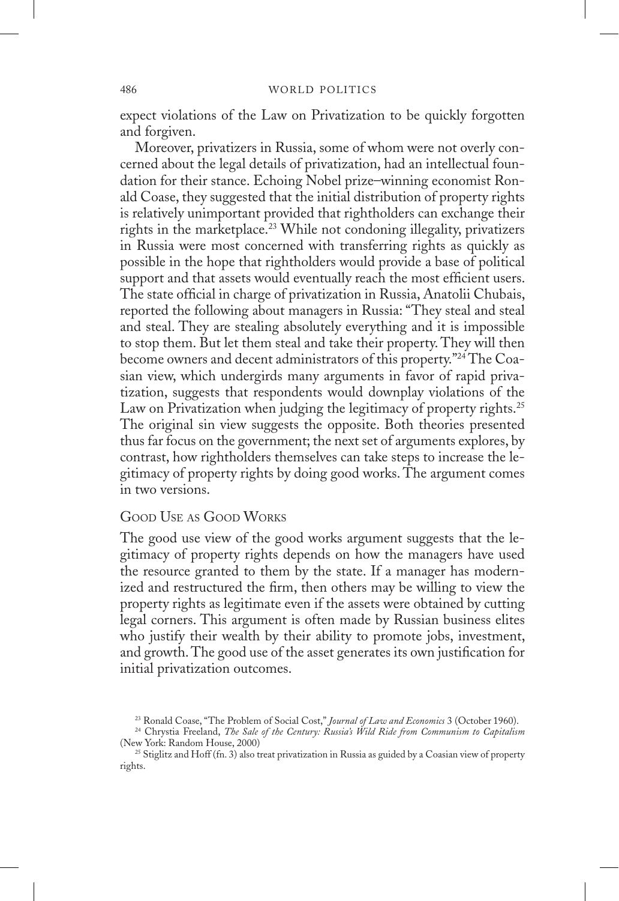expect violations of the Law on Privatization to be quickly forgotten and forgiven.

Moreover, privatizers in Russia, some of whom were not overly concerned about the legal details of privatization, had an intellectual foundation for their stance. Echoing Nobel prize–winning economist Ronald Coase, they suggested that the initial distribution of property rights is relatively unimportant provided that rightholders can exchange their rights in the marketplace.[23] While not condoning illegality, privatizers in Russia were most concerned with transferring rights as quickly as possible in the hope that rightholders would provide a base of political support and that assets would eventually reach the most efficient users. The state official in charge of privatization in Russia, Anatolii Chubais, reported the following about managers in Russia: "They steal and steal and steal. They are stealing absolutely everything and it is impossible to stop them. But let them steal and take their property. They will then become owners and decent administrators of this property."[24] The Coasian view, which undergirds many arguments in favor of rapid privatization, suggests that respondents would downplay violations of the Law on Privatization when judging the legitimacy of property rights.[25] The original sin view suggests the opposite. Both theories presented thus far focus on the government; the next set of arguments explores, by contrast, how rightholders themselves can take steps to increase the legitimacy of property rights by doing good works. The argument comes in two versions.

## Good Use as Good Works

The good use view of the good works argument suggests that the legitimacy of property rights depends on how the managers have used the resource granted to them by the state. If a manager has modernized and restructured the firm, then others may be willing to view the property rights as legitimate even if the assets were obtained by cutting legal corners. This argument is often made by Russian business elites who justify their wealth by their ability to promote jobs, investment, and growth. The good use of the asset generates its own justification for initial privatization outcomes.

[23] Ronald Coase, "The Problem of Social Cost," *Journal of Law and Economics* 3 (October 1960).

[24] Chrystia Freeland, *The Sale of the Century: Russia's Wild Ride from Communism to Capitalism* (New York: Random House, 2000)

[25] Stiglitz and Hoff (fn. 3) also treat privatization in Russia as guided by a Coasian view of property rights.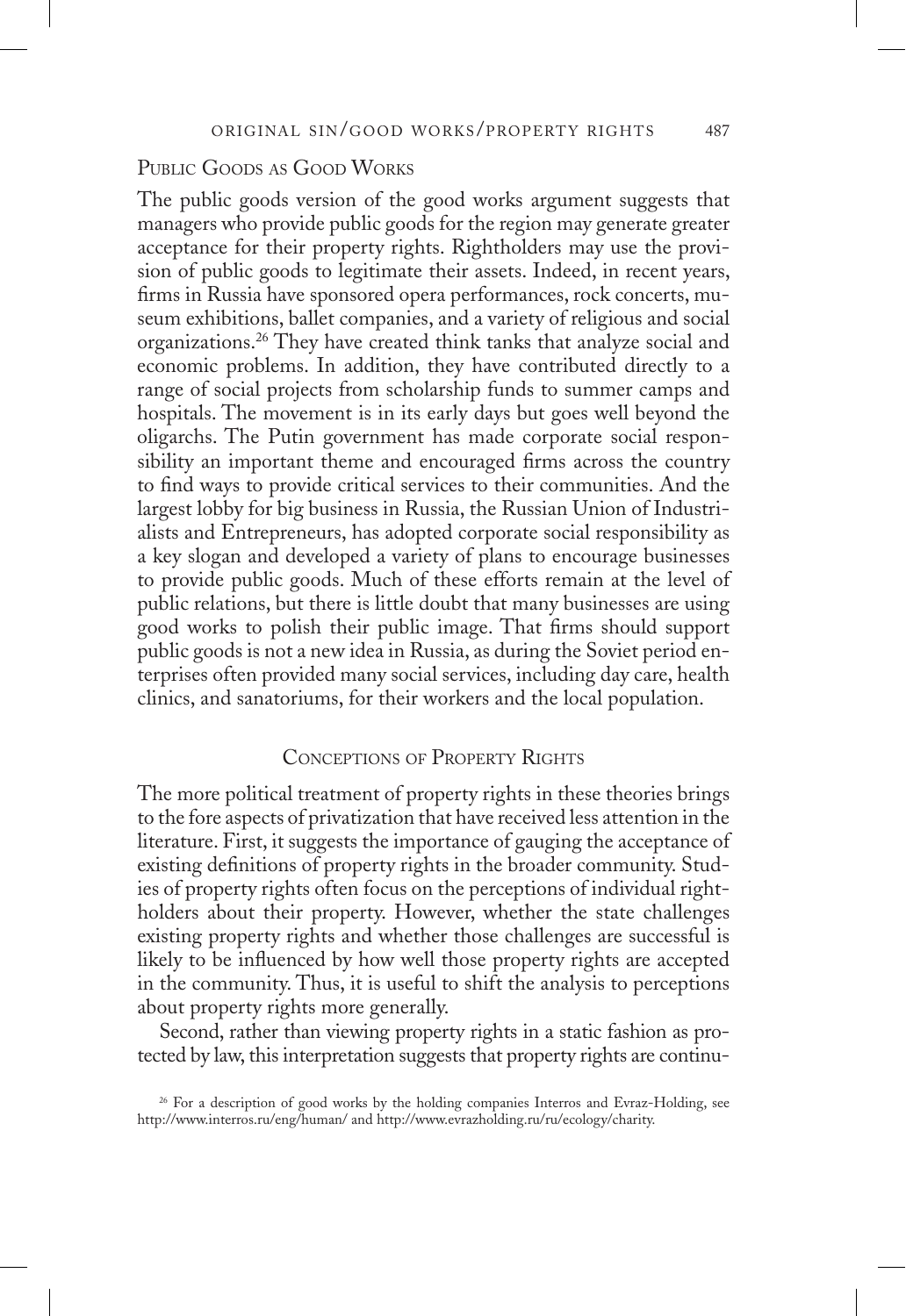## Public Goods as Good Works

The public goods version of the good works argument suggests that managers who provide public goods for the region may generate greater acceptance for their property rights. Rightholders may use the provision of public goods to legitimate their assets. Indeed, in recent years, firms in Russia have sponsored opera performances, rock concerts, museum exhibitions, ballet companies, and a variety of religious and social organizations.[26] They have created think tanks that analyze social and economic problems. In addition, they have contributed directly to a range of social projects from scholarship funds to summer camps and hospitals. The movement is in its early days but goes well beyond the oligarchs. The Putin government has made corporate social responsibility an important theme and encouraged firms across the country to find ways to provide critical services to their communities. And the largest lobby for big business in Russia, the Russian Union of Industrialists and Entrepreneurs, has adopted corporate social responsibility as a key slogan and developed a variety of plans to encourage businesses to provide public goods. Much of these efforts remain at the level of public relations, but there is little doubt that many businesses are using good works to polish their public image. That firms should support public goods is not a new idea in Russia, as during the Soviet period enterprises often provided many social services, including day care, health clinics, and sanatoriums, for their workers and the local population.

## Conceptions of Property Rights

The more political treatment of property rights in these theories brings to the fore aspects of privatization that have received less attention in the literature. First, it suggests the importance of gauging the acceptance of existing definitions of property rights in the broader community. Studies of property rights often focus on the perceptions of individual rightholders about their property. However, whether the state challenges existing property rights and whether those challenges are successful is likely to be influenced by how well those property rights are accepted in the community. Thus, it is useful to shift the analysis to perceptions about property rights more generally.

Second, rather than viewing property rights in a static fashion as protected by law, this interpretation suggests that property rights are continu-

[26] For a description of good works by the holding companies Interros and Evraz-Holding, see http://www.interros.ru/eng/human/ and http://www.evrazholding.ru/ru/ecology/charity.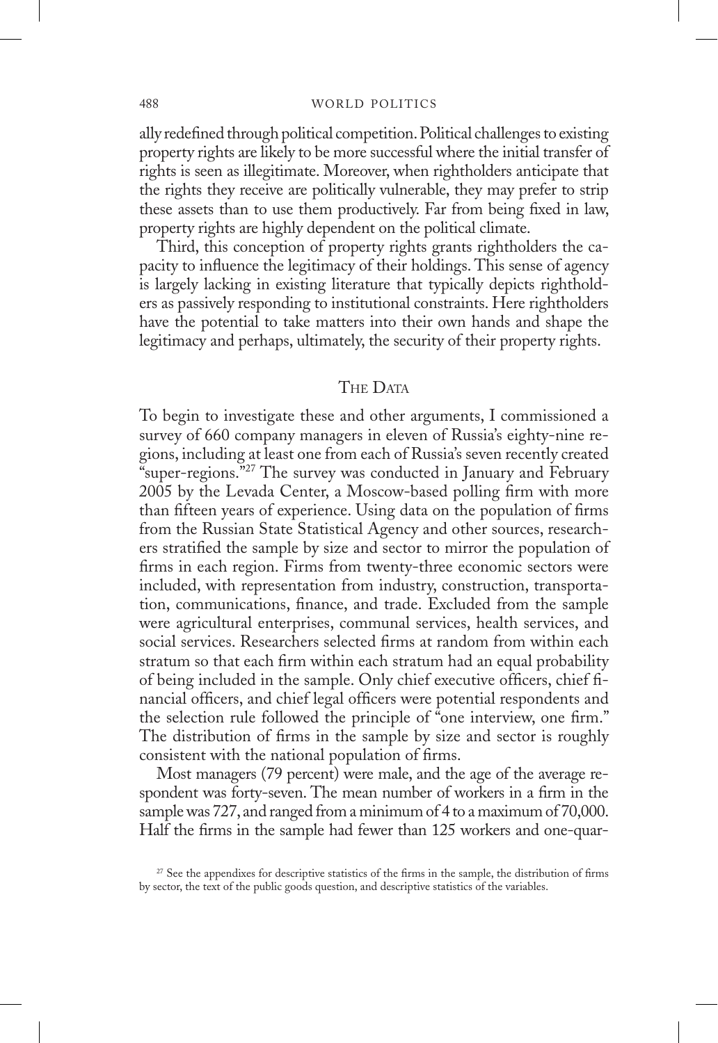ally redefined through political competition. Political challenges to existing property rights are likely to be more successful where the initial transfer of rights is seen as illegitimate. Moreover, when rightholders anticipate that the rights they receive are politically vulnerable, they may prefer to strip these assets than to use them productively. Far from being fixed in law, property rights are highly dependent on the political climate.

Third, this conception of property rights grants rightholders the capacity to influence the legitimacy of their holdings. This sense of agency is largely lacking in existing literature that typically depicts rightholders as passively responding to institutional constraints. Here rightholders have the potential to take matters into their own hands and shape the legitimacy and perhaps, ultimately, the security of their property rights.

## The Data

To begin to investigate these and other arguments, I commissioned a survey of 660 company managers in eleven of Russia's eighty-nine regions, including at least one from each of Russia's seven recently created "super-regions."[27] The survey was conducted in January and February 2005 by the Levada Center, a Moscow-based polling firm with more than fifteen years of experience. Using data on the population of firms from the Russian State Statistical Agency and other sources, researchers stratified the sample by size and sector to mirror the population of firms in each region. Firms from twenty-three economic sectors were included, with representation from industry, construction, transportation, communications, finance, and trade. Excluded from the sample were agricultural enterprises, communal services, health services, and social services. Researchers selected firms at random from within each stratum so that each firm within each stratum had an equal probability of being included in the sample. Only chief executive officers, chief financial officers, and chief legal officers were potential respondents and the selection rule followed the principle of "one interview, one firm." The distribution of firms in the sample by size and sector is roughly consistent with the national population of firms.

Most managers (79 percent) were male, and the age of the average respondent was forty-seven. The mean number of workers in a firm in the sample was 727, and ranged from a minimum of 4 to a maximum of 70,000. Half the firms in the sample had fewer than 125 workers and one-quar-

[27] See the appendixes for descriptive statistics of the firms in the sample, the distribution of firms by sector, the text of the public goods question, and descriptive statistics of the variables.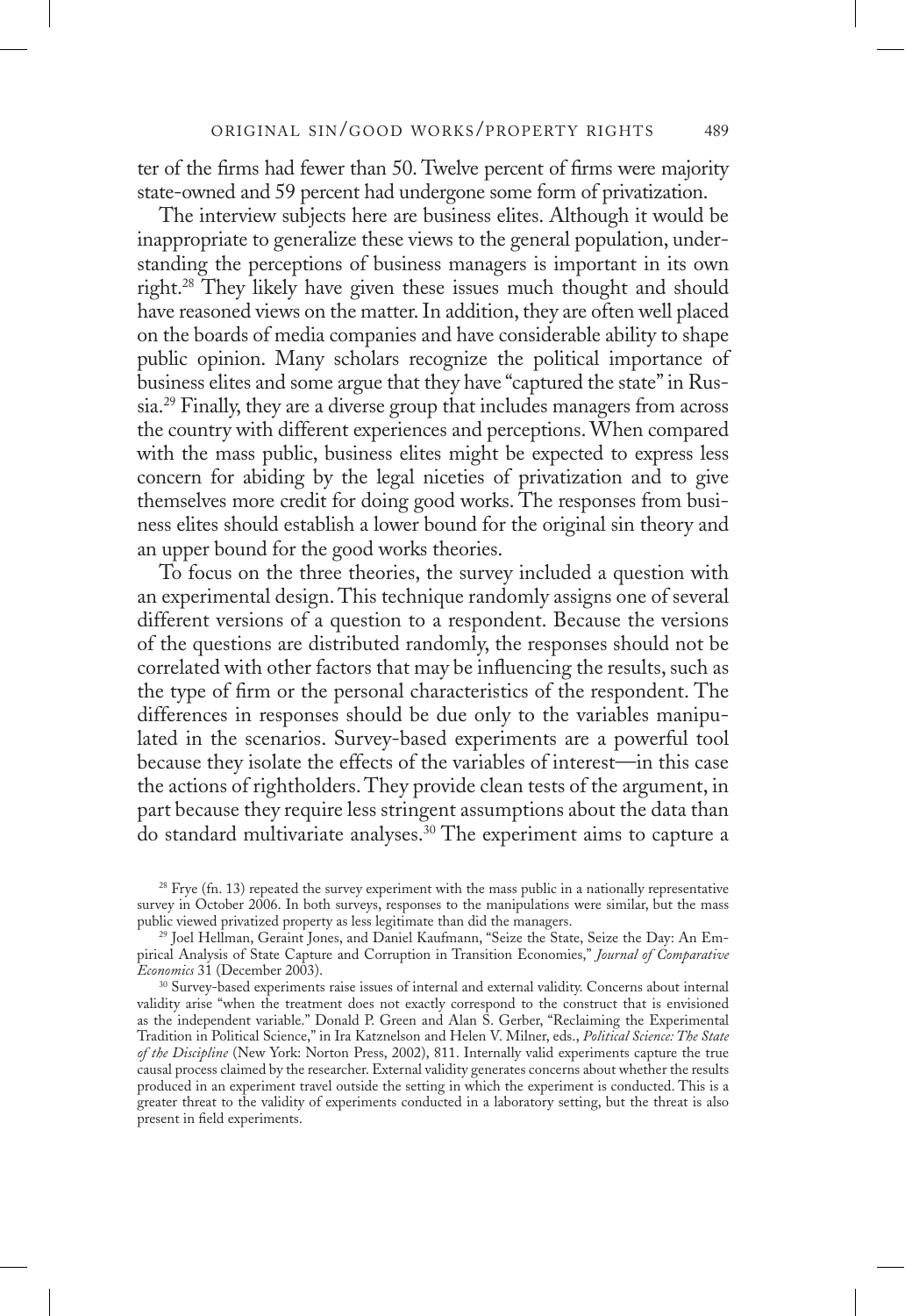ter of the firms had fewer than 50. Twelve percent of firms were majority state-owned and 59 percent had undergone some form of privatization.

The interview subjects here are business elites. Although it would be inappropriate to generalize these views to the general population, understanding the perceptions of business managers is important in its own right.[28] They likely have given these issues much thought and should have reasoned views on the matter. In addition, they are often well placed on the boards of media companies and have considerable ability to shape public opinion. Many scholars recognize the political importance of business elites and some argue that they have "captured the state" in Russia.[29] Finally, they are a diverse group that includes managers from across the country with different experiences and perceptions. When compared with the mass public, business elites might be expected to express less concern for abiding by the legal niceties of privatization and to give themselves more credit for doing good works. The responses from business elites should establish a lower bound for the original sin theory and an upper bound for the good works theories.

To focus on the three theories, the survey included a question with an experimental design. This technique randomly assigns one of several different versions of a question to a respondent. Because the versions of the questions are distributed randomly, the responses should not be correlated with other factors that may be influencing the results, such as the type of firm or the personal characteristics of the respondent. The differences in responses should be due only to the variables manipulated in the scenarios. Survey-based experiments are a powerful tool because they isolate the effects of the variables of interest—in this case the actions of rightholders. They provide clean tests of the argument, in part because they require less stringent assumptions about the data than do standard multivariate analyses.[30] The experiment aims to capture a

[28] Frye (fn. 13) repeated the survey experiment with the mass public in a nationally representative survey in October 2006. In both surveys, responses to the manipulations were similar, but the mass public viewed privatized property as less legitimate than did the managers.

[29] Joel Hellman, Geraint Jones, and Daniel Kaufmann, "Seize the State, Seize the Day: An Empirical Analysis of State Capture and Corruption in Transition Economies," *Journal of Comparative Economics* 31 (December 2003).

[30] Survey-based experiments raise issues of internal and external validity. Concerns about internal validity arise "when the treatment does not exactly correspond to the construct that is envisioned as the independent variable." Donald P. Green and Alan S. Gerber, "Reclaiming the Experimental Tradition in Political Science," in Ira Katznelson and Helen V. Milner, eds., *Political Science: The State of the Discipline* (New York: Norton Press, 2002), 811. Internally valid experiments capture the true causal process claimed by the researcher. External validity generates concerns about whether the results produced in an experiment travel outside the setting in which the experiment is conducted. This is a greater threat to the validity of experiments conducted in a laboratory setting, but the threat is also present in field experiments.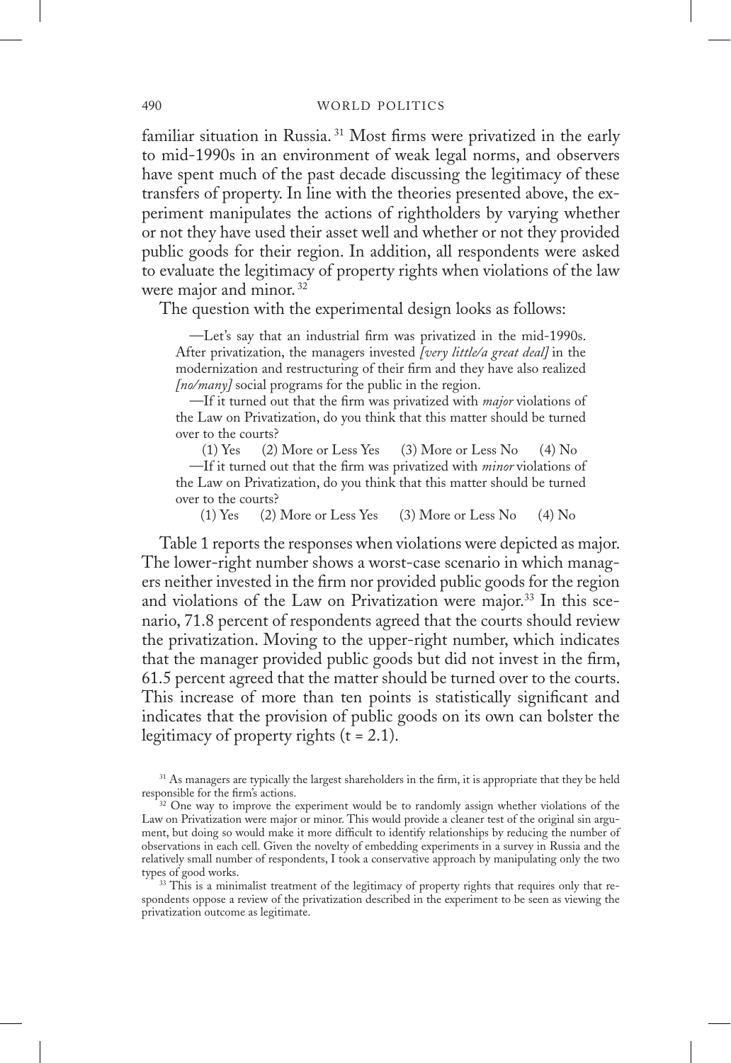familiar situation in Russia.[31] Most firms were privatized in the early to mid-1990s in an environment of weak legal norms, and observers have spent much of the past decade discussing the legitimacy of these transfers of property. In line with the theories presented above, the experiment manipulates the actions of rightholders by varying whether or not they have used their asset well and whether or not they provided public goods for their region. In addition, all respondents were asked to evaluate the legitimacy of property rights when violations of the law were major and minor.[32]

The question with the experimental design looks as follows:

> —Let's say that an industrial firm was privatized in the mid-1990s. After privatization, the managers invested *[very little/a great deal]* in the modernization and restructuring of their firm and they have also realized *[no/many]* social programs for the public in the region.
>
> —If it turned out that the firm was privatized with *major* violations of the Law on Privatization, do you think that this matter should be turned over to the courts?
>
> (1) Yes (2) More or Less Yes (3) More or Less No (4) No
>
> —If it turned out that the firm was privatized with *minor* violations of the Law on Privatization, do you think that this matter should be turned over to the courts?
>
> (1) Yes (2) More or Less Yes (3) More or Less No (4) No

Table 1 reports the responses when violations were depicted as major. The lower-right number shows a worst-case scenario in which managers neither invested in the firm nor provided public goods for the region and violations of the Law on Privatization were major.[33] In this scenario, 71.8 percent of respondents agreed that the courts should review the privatization. Moving to the upper-right number, which indicates that the manager provided public goods but did not invest in the firm, 61.5 percent agreed that the matter should be turned over to the courts. This increase of more than ten points is statistically significant and indicates that the provision of public goods on its own can bolster the legitimacy of property rights ($t = 2.1$).

[31] As managers are typically the largest shareholders in the firm, it is appropriate that they be held responsible for the firm's actions.

[32] One way to improve the experiment would be to randomly assign whether violations of the Law on Privatization were major or minor. This would provide a cleaner test of the original sin argument, but doing so would make it more difficult to identify relationships by reducing the number of observations in each cell. Given the novelty of embedding experiments in a survey in Russia and the relatively small number of respondents, I took a conservative approach by manipulating only the two types of good works.

[33] This is a minimalist treatment of the legitimacy of property rights that requires only that respondents oppose a review of the privatization described in the experiment to be seen as viewing the privatization outcome as legitimate.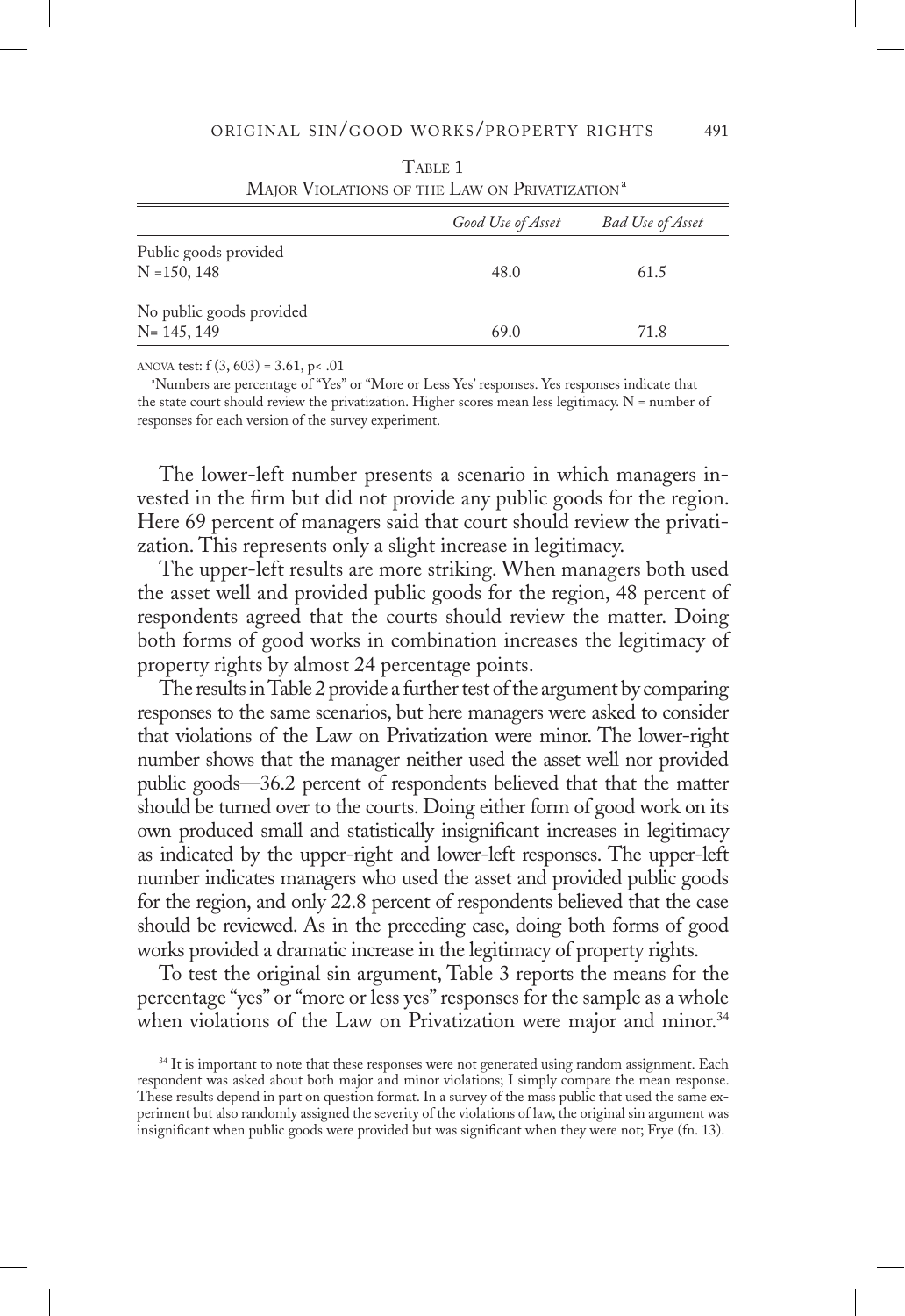Table 1
Major Violations of the Law on Privatization[a]

| | *Good Use of Asset* | *Bad Use of Asset* |
|---|---|---|
| Public goods provided<br>N =150, 148 | 48.0 | 61.5 |
| No public goods provided<br>N= 145, 149 | 69.0 | 71.8 |

ANOVA test: $f(3, 603) = 3.61$, $p < .01$

[a]Numbers are percentage of "Yes" or "More or Less Yes' responses. Yes responses indicate that the state court should review the privatization. Higher scores mean less legitimacy. N = number of responses for each version of the survey experiment.

The lower-left number presents a scenario in which managers invested in the firm but did not provide any public goods for the region. Here 69 percent of managers said that court should review the privatization. This represents only a slight increase in legitimacy.

The upper-left results are more striking. When managers both used the asset well and provided public goods for the region, 48 percent of respondents agreed that the courts should review the matter. Doing both forms of good works in combination increases the legitimacy of property rights by almost 24 percentage points.

The results in Table 2 provide a further test of the argument by comparing responses to the same scenarios, but here managers were asked to consider that violations of the Law on Privatization were minor. The lower-right number shows that the manager neither used the asset well nor provided public goods—36.2 percent of respondents believed that that the matter should be turned over to the courts. Doing either form of good work on its own produced small and statistically insignificant increases in legitimacy as indicated by the upper-right and lower-left responses. The upper-left number indicates managers who used the asset and provided public goods for the region, and only 22.8 percent of respondents believed that the case should be reviewed. As in the preceding case, doing both forms of good works provided a dramatic increase in the legitimacy of property rights.

To test the original sin argument, Table 3 reports the means for the percentage "yes" or "more or less yes" responses for the sample as a whole when violations of the Law on Privatization were major and minor.[34]

[34] It is important to note that these responses were not generated using random assignment. Each respondent was asked about both major and minor violations; I simply compare the mean response. These results depend in part on question format. In a survey of the mass public that used the same experiment but also randomly assigned the severity of the violations of law, the original sin argument was insignificant when public goods were provided but was significant when they were not; Frye (fn. 13).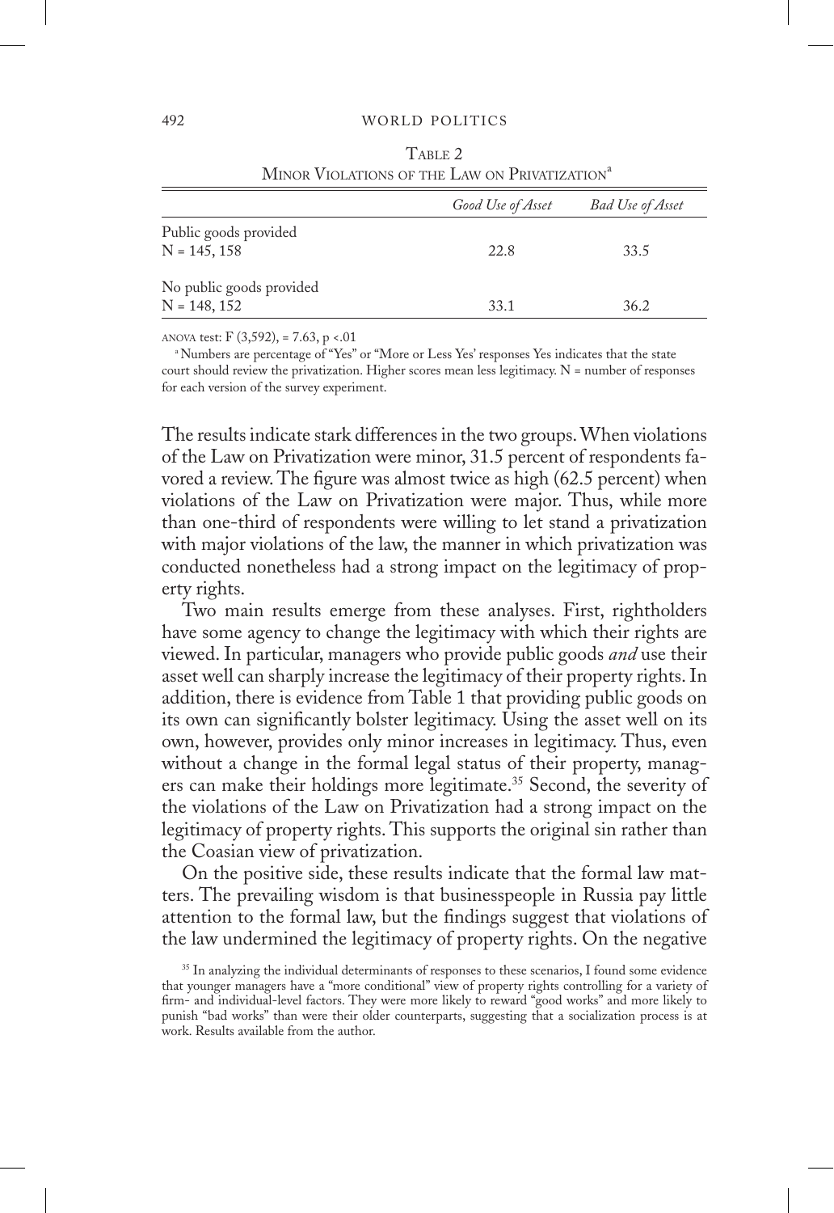Table 2
Minor Violations of the Law on Privatization[a]

| | *Good Use of Asset* | *Bad Use of Asset* |
|---|---|---|
| Public goods provided N = 145, 158 | 22.8 | 33.5 |
| No public goods provided N = 148, 152 | 33.1 | 36.2 |

ANOVA test: $F(3,592)$, = 7.63, $p < .01$

[a] Numbers are percentage of "Yes" or "More or Less Yes' responses Yes indicates that the state court should review the privatization. Higher scores mean less legitimacy. N = number of responses for each version of the survey experiment.

The results indicate stark differences in the two groups. When violations of the Law on Privatization were minor, 31.5 percent of respondents favored a review. The figure was almost twice as high (62.5 percent) when violations of the Law on Privatization were major. Thus, while more than one-third of respondents were willing to let stand a privatization with major violations of the law, the manner in which privatization was conducted nonetheless had a strong impact on the legitimacy of property rights.

Two main results emerge from these analyses. First, rightholders have some agency to change the legitimacy with which their rights are viewed. In particular, managers who provide public goods *and* use their asset well can sharply increase the legitimacy of their property rights. In addition, there is evidence from Table 1 that providing public goods on its own can significantly bolster legitimacy. Using the asset well on its own, however, provides only minor increases in legitimacy. Thus, even without a change in the formal legal status of their property, managers can make their holdings more legitimate.[35] Second, the severity of the violations of the Law on Privatization had a strong impact on the legitimacy of property rights. This supports the original sin rather than the Coasian view of privatization.

On the positive side, these results indicate that the formal law matters. The prevailing wisdom is that businesspeople in Russia pay little attention to the formal law, but the findings suggest that violations of the law undermined the legitimacy of property rights. On the negative

[35] In analyzing the individual determinants of responses to these scenarios, I found some evidence that younger managers have a "more conditional" view of property rights controlling for a variety of firm- and individual-level factors. They were more likely to reward "good works" and more likely to punish "bad works" than were their older counterparts, suggesting that a socialization process is at work. Results available from the author.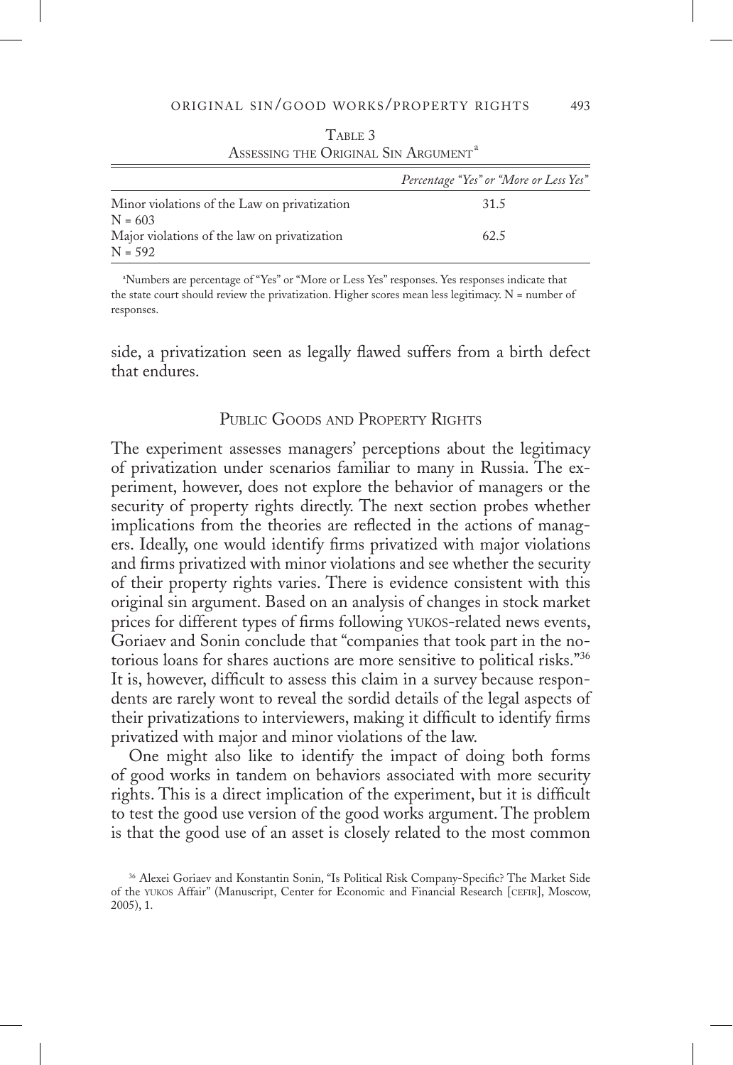Table 3
Assessing the Original Sin Argument[a]

| | *Percentage "Yes" or "More or Less Yes"* |
|---|---|
| Minor violations of the Law on privatization N = 603 | 31.5 |
| Major violations of the law on privatization N = 592 | 62.5 |

[a]Numbers are percentage of "Yes" or "More or Less Yes" responses. Yes responses indicate that the state court should review the privatization. Higher scores mean less legitimacy. N = number of responses.

side, a privatization seen as legally flawed suffers from a birth defect that endures.

## Public Goods and Property Rights

The experiment assesses managers' perceptions about the legitimacy of privatization under scenarios familiar to many in Russia. The experiment, however, does not explore the behavior of managers or the security of property rights directly. The next section probes whether implications from the theories are reflected in the actions of managers. Ideally, one would identify firms privatized with major violations and firms privatized with minor violations and see whether the security of their property rights varies. There is evidence consistent with this original sin argument. Based on an analysis of changes in stock market prices for different types of firms following YUKOS-related news events, Goriaev and Sonin conclude that "companies that took part in the notorious loans for shares auctions are more sensitive to political risks."[36] It is, however, difficult to assess this claim in a survey because respondents are rarely wont to reveal the sordid details of the legal aspects of their privatizations to interviewers, making it difficult to identify firms privatized with major and minor violations of the law.

One might also like to identify the impact of doing both forms of good works in tandem on behaviors associated with more security rights. This is a direct implication of the experiment, but it is difficult to test the good use version of the good works argument. The problem is that the good use of an asset is closely related to the most common

[36] Alexei Goriaev and Konstantin Sonin, "Is Political Risk Company-Specific? The Market Side of the YUKOS Affair" (Manuscript, Center for Economic and Financial Research [CEFIR], Moscow, 2005), 1.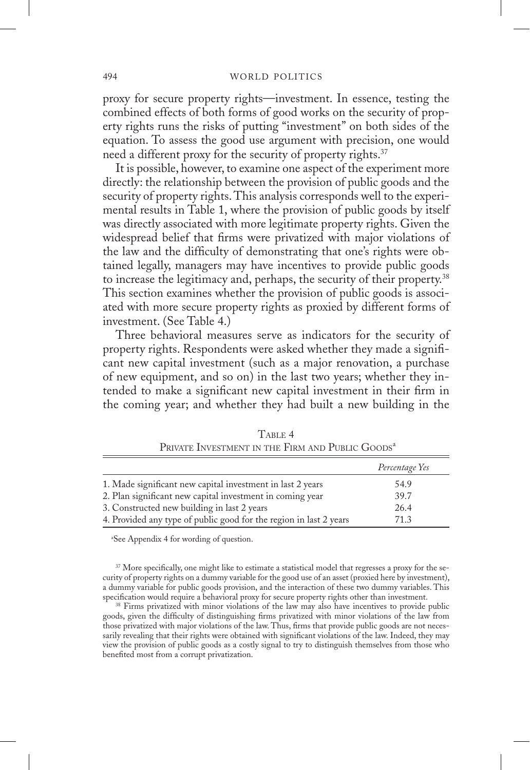proxy for secure property rights—investment. In essence, testing the combined effects of both forms of good works on the security of property rights runs the risks of putting "investment" on both sides of the equation. To assess the good use argument with precision, one would need a different proxy for the security of property rights.[37]

It is possible, however, to examine one aspect of the experiment more directly: the relationship between the provision of public goods and the security of property rights. This analysis corresponds well to the experimental results in Table 1, where the provision of public goods by itself was directly associated with more legitimate property rights. Given the widespread belief that firms were privatized with major violations of the law and the difficulty of demonstrating that one's rights were obtained legally, managers may have incentives to provide public goods to increase the legitimacy and, perhaps, the security of their property.[38] This section examines whether the provision of public goods is associated with more secure property rights as proxied by different forms of investment. (See Table 4.)

Three behavioral measures serve as indicators for the security of property rights. Respondents were asked whether they made a significant new capital investment (such as a major renovation, a purchase of new equipment, and so on) in the last two years; whether they intended to make a significant new capital investment in their firm in the coming year; and whether they had built a new building in the

Table 4
Private Investment in the Firm and Public Goods[a]

| | *Percentage Yes* |
|---|---|
| 1. Made significant new capital investment in last 2 years | 54.9 |
| 2. Plan significant new capital investment in coming year | 39.7 |
| 3. Constructed new building in last 2 years | 26.4 |
| 4. Provided any type of public good for the region in last 2 years | 71.3 |

[a] See Appendix 4 for wording of question.

[37] More specifically, one might like to estimate a statistical model that regresses a proxy for the security of property rights on a dummy variable for the good use of an asset (proxied here by investment), a dummy variable for public goods provision, and the interaction of these two dummy variables. This specification would require a behavioral proxy for secure property rights other than investment.

[38] Firms privatized with minor violations of the law may also have incentives to provide public goods, given the difficulty of distinguishing firms privatized with minor violations of the law from those privatized with major violations of the law. Thus, firms that provide public goods are not necessarily revealing that their rights were obtained with significant violations of the law. Indeed, they may view the provision of public goods as a costly signal to try to distinguish themselves from those who benefited most from a corrupt privatization.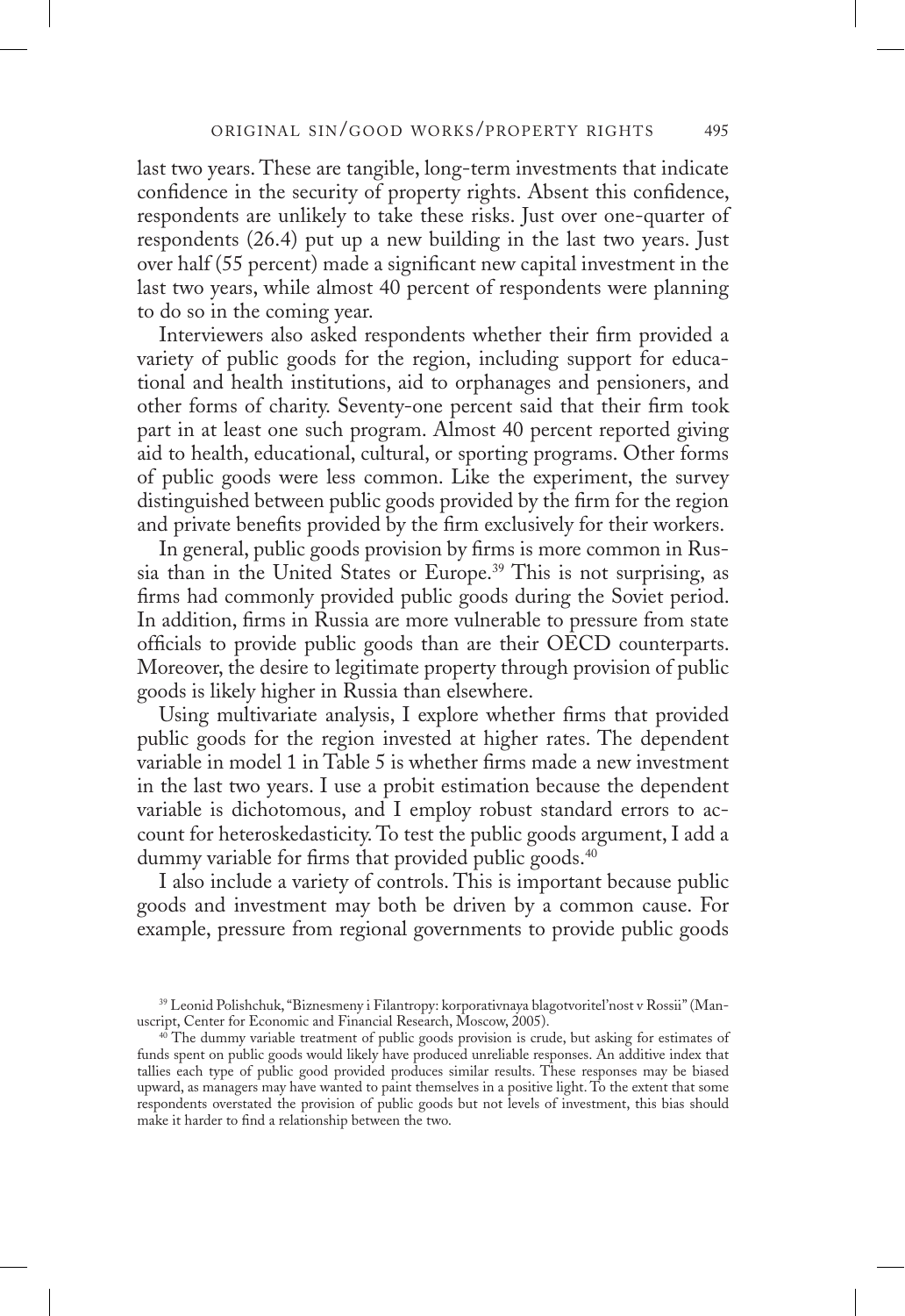last two years. These are tangible, long-term investments that indicate confidence in the security of property rights. Absent this confidence, respondents are unlikely to take these risks. Just over one-quarter of respondents (26.4) put up a new building in the last two years. Just over half (55 percent) made a significant new capital investment in the last two years, while almost 40 percent of respondents were planning to do so in the coming year.

Interviewers also asked respondents whether their firm provided a variety of public goods for the region, including support for educational and health institutions, aid to orphanages and pensioners, and other forms of charity. Seventy-one percent said that their firm took part in at least one such program. Almost 40 percent reported giving aid to health, educational, cultural, or sporting programs. Other forms of public goods were less common. Like the experiment, the survey distinguished between public goods provided by the firm for the region and private benefits provided by the firm exclusively for their workers.

In general, public goods provision by firms is more common in Russia than in the United States or Europe.[39] This is not surprising, as firms had commonly provided public goods during the Soviet period. In addition, firms in Russia are more vulnerable to pressure from state officials to provide public goods than are their OECD counterparts. Moreover, the desire to legitimate property through provision of public goods is likely higher in Russia than elsewhere.

Using multivariate analysis, I explore whether firms that provided public goods for the region invested at higher rates. The dependent variable in model 1 in Table 5 is whether firms made a new investment in the last two years. I use a probit estimation because the dependent variable is dichotomous, and I employ robust standard errors to account for heteroskedasticity. To test the public goods argument, I add a dummy variable for firms that provided public goods.[40]

I also include a variety of controls. This is important because public goods and investment may both be driven by a common cause. For example, pressure from regional governments to provide public goods

[39] Leonid Polishchuk, "Biznesmeny i Filantropy: korporativnaya blagotvoritel'nost v Rossii" (Manuscript, Center for Economic and Financial Research, Moscow, 2005).

[40] The dummy variable treatment of public goods provision is crude, but asking for estimates of funds spent on public goods would likely have produced unreliable responses. An additive index that tallies each type of public good provided produces similar results. These responses may be biased upward, as managers may have wanted to paint themselves in a positive light. To the extent that some respondents overstated the provision of public goods but not levels of investment, this bias should make it harder to find a relationship between the two.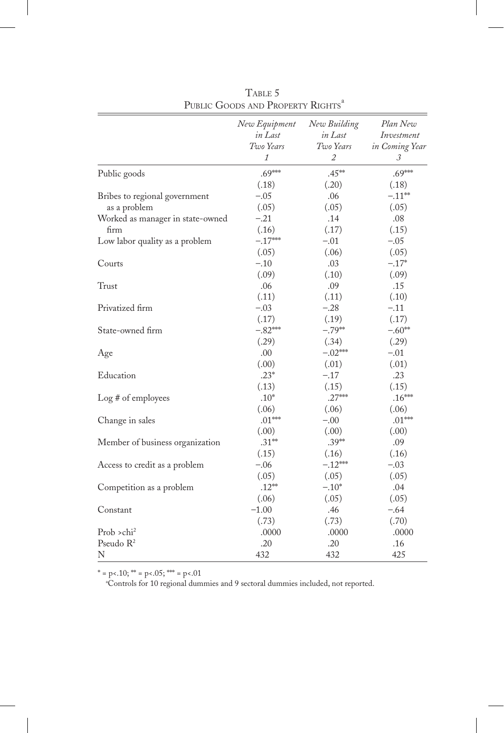Table 5
Public Goods and Property Rights[a]

| | *New Equipment in Last Two Years* 1 | *New Building in Last Two Years* 2 | *Plan New Investment in Coming Year* 3 |
|---|---|---|---|
| Public goods | .69*** | .45** | .69*** |
| | (.18) | (.20) | (.18) |
| Bribes to regional government as a problem | −.05 | .06 | −.11** |
| | (.05) | (.05) | (.05) |
| Worked as manager in state-owned firm | −.21 | .14 | .08 |
| | (.16) | (.17) | (.15) |
| Low labor quality as a problem | −.17*** | −.01 | −.05 |
| | (.05) | (.06) | (.05) |
| Courts | −.10 | .03 | −.17* |
| | (.09) | (.10) | (.09) |
| Trust | .06 | .09 | .15 |
| | (.11) | (.11) | (.10) |
| Privatized firm | −.03 | −.28 | −.11 |
| | (.17) | (.19) | (.17) |
| State-owned firm | −.82*** | −.79** | −.60** |
| | (.29) | (.34) | (.29) |
| Age | .00 | −.02*** | −.01 |
| | (.00) | (.01) | (.01) |
| Education | .23* | −.17 | .23 |
| | (.13) | (.15) | (.15) |
| Log # of employees | .10* | .27*** | .16*** |
| | (.06) | (.06) | (.06) |
| Change in sales | .01*** | −.00 | .01*** |
| | (.00) | (.00) | (.00) |
| Member of business organization | .31** | .39** | .09 |
| | (.15) | (.16) | (.16) |
| Access to credit as a problem | −.06 | −.12*** | −.03 |
| | (.05) | (.05) | (.05) |
| Competition as a problem | .12** | −.10* | .04 |
| | (.06) | (.05) | (.05) |
| Constant | −1.00 | .46 | −.64 |
| | (.73) | (.73) | (.70) |
| Prob >chi$^2$ | .0000 | .0000 | .0000 |
| Pseudo $R^2$ | .20 | .20 | .16 |
| N | 432 | 432 | 425 |

* = p<.10; ** = p<.05; *** = p<.01

[a]Controls for 10 regional dummies and 9 sectoral dummies included, not reported.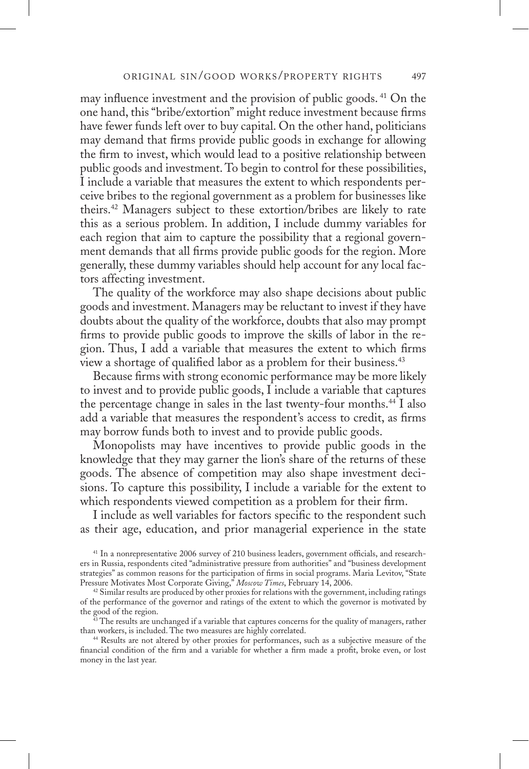may influence investment and the provision of public goods. [41] On the one hand, this "bribe/extortion" might reduce investment because firms have fewer funds left over to buy capital. On the other hand, politicians may demand that firms provide public goods in exchange for allowing the firm to invest, which would lead to a positive relationship between public goods and investment. To begin to control for these possibilities, I include a variable that measures the extent to which respondents perceive bribes to the regional government as a problem for businesses like theirs.[42] Managers subject to these extortion/bribes are likely to rate this as a serious problem. In addition, I include dummy variables for each region that aim to capture the possibility that a regional government demands that all firms provide public goods for the region. More generally, these dummy variables should help account for any local factors affecting investment.

The quality of the workforce may also shape decisions about public goods and investment. Managers may be reluctant to invest if they have doubts about the quality of the workforce, doubts that also may prompt firms to provide public goods to improve the skills of labor in the region. Thus, I add a variable that measures the extent to which firms view a shortage of qualified labor as a problem for their business.[43]

Because firms with strong economic performance may be more likely to invest and to provide public goods, I include a variable that captures the percentage change in sales in the last twenty-four months.[44] I also add a variable that measures the respondent's access to credit, as firms may borrow funds both to invest and to provide public goods.

Monopolists may have incentives to provide public goods in the knowledge that they may garner the lion's share of the returns of these goods. The absence of competition may also shape investment decisions. To capture this possibility, I include a variable for the extent to which respondents viewed competition as a problem for their firm.

I include as well variables for factors specific to the respondent such as their age, education, and prior managerial experience in the state

[41] In a nonrepresentative 2006 survey of 210 business leaders, government officials, and researchers in Russia, respondents cited "administrative pressure from authorities" and "business development strategies" as common reasons for the participation of firms in social programs. Maria Levitov, "State Pressure Motivates Most Corporate Giving," *Moscow Times*, February 14, 2006.

[42] Similar results are produced by other proxies for relations with the government, including ratings of the performance of the governor and ratings of the extent to which the governor is motivated by the good of the region.

[43] The results are unchanged if a variable that captures concerns for the quality of managers, rather than workers, is included. The two measures are highly correlated.

[44] Results are not altered by other proxies for performances, such as a subjective measure of the financial condition of the firm and a variable for whether a firm made a profit, broke even, or lost money in the last year.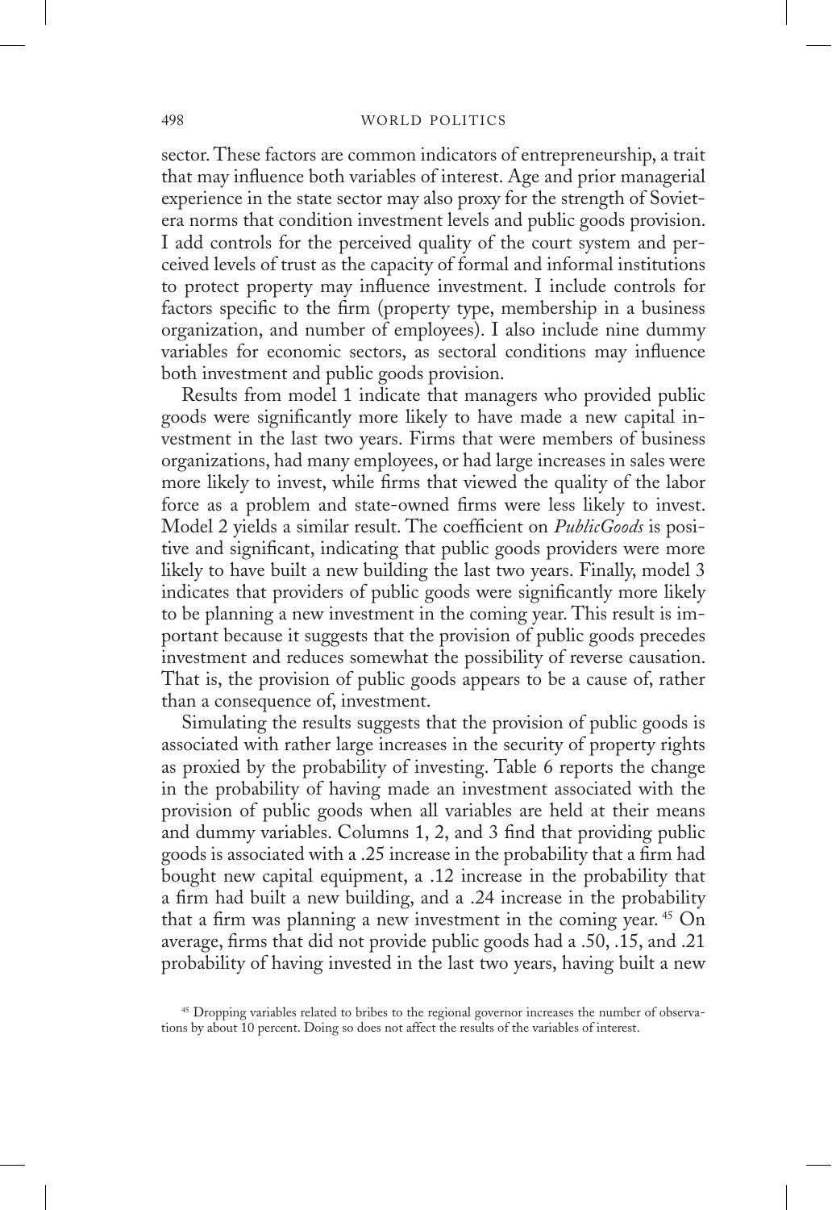sector. These factors are common indicators of entrepreneurship, a trait that may influence both variables of interest. Age and prior managerial experience in the state sector may also proxy for the strength of Soviet-era norms that condition investment levels and public goods provision. I add controls for the perceived quality of the court system and perceived levels of trust as the capacity of formal and informal institutions to protect property may influence investment. I include controls for factors specific to the firm (property type, membership in a business organization, and number of employees). I also include nine dummy variables for economic sectors, as sectoral conditions may influence both investment and public goods provision.

Results from model 1 indicate that managers who provided public goods were significantly more likely to have made a new capital investment in the last two years. Firms that were members of business organizations, had many employees, or had large increases in sales were more likely to invest, while firms that viewed the quality of the labor force as a problem and state-owned firms were less likely to invest. Model 2 yields a similar result. The coefficient on *PublicGoods* is positive and significant, indicating that public goods providers were more likely to have built a new building the last two years. Finally, model 3 indicates that providers of public goods were significantly more likely to be planning a new investment in the coming year. This result is important because it suggests that the provision of public goods precedes investment and reduces somewhat the possibility of reverse causation. That is, the provision of public goods appears to be a cause of, rather than a consequence of, investment.

Simulating the results suggests that the provision of public goods is associated with rather large increases in the security of property rights as proxied by the probability of investing. Table 6 reports the change in the probability of having made an investment associated with the provision of public goods when all variables are held at their means and dummy variables. Columns 1, 2, and 3 find that providing public goods is associated with a .25 increase in the probability that a firm had bought new capital equipment, a .12 increase in the probability that a firm had built a new building, and a .24 increase in the probability that a firm was planning a new investment in the coming year.[45] On average, firms that did not provide public goods had a .50, .15, and .21 probability of having invested in the last two years, having built a new

[45] Dropping variables related to bribes to the regional governor increases the number of observations by about 10 percent. Doing so does not affect the results of the variables of interest.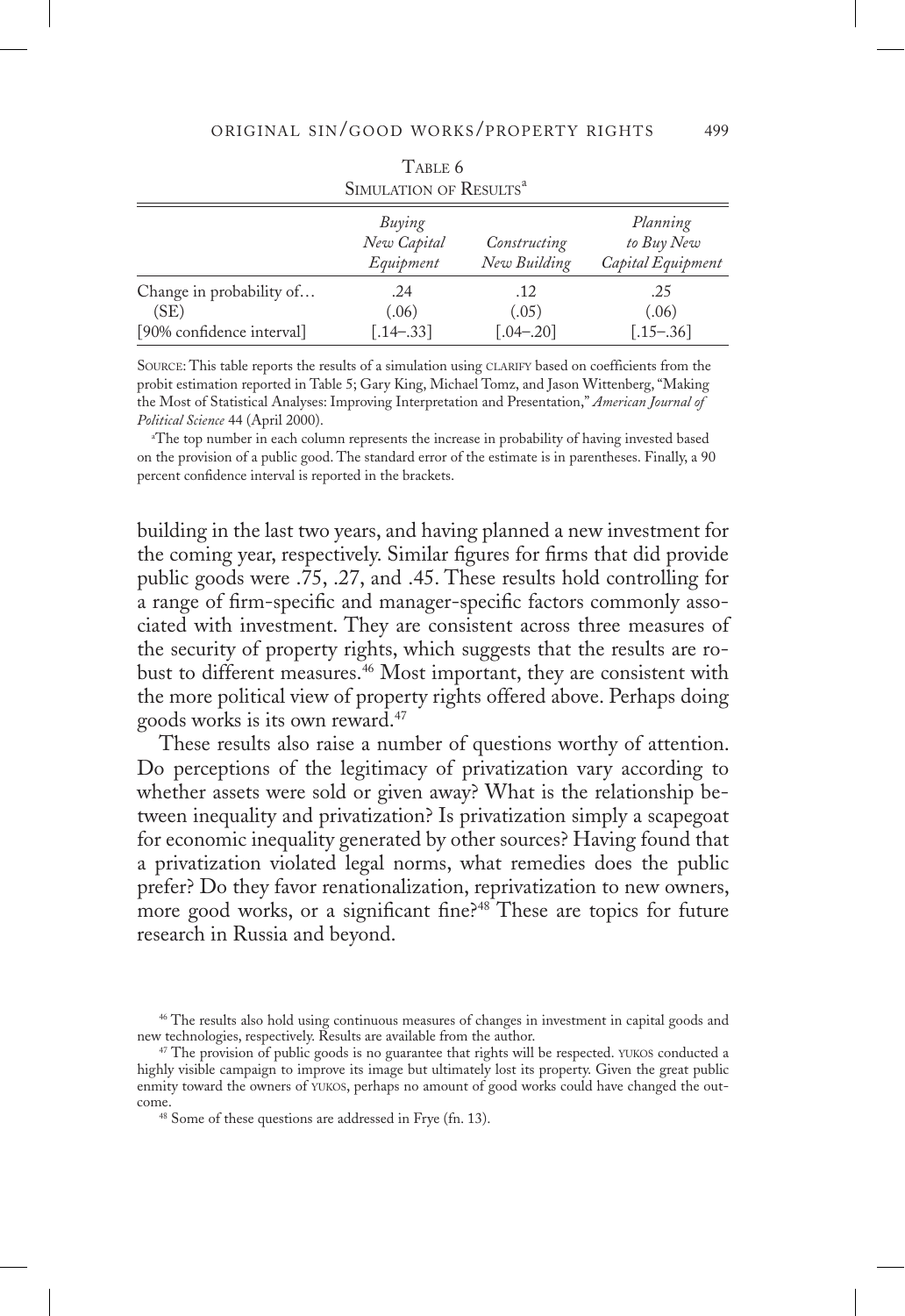TABLE 6

SIMULATION OF RESULTS[a]

| | *Buying New Capital Equipment* | *Constructing New Building* | *Planning to Buy New Capital Equipment* |
|---|---|---|---|
| Change in probability of… | .24 | .12 | .25 |
| (SE) | (.06) | (.05) | (.06) |
| [90% confidence interval] | [.14–.33] | [.04–.20] | [.15–.36] |

SOURCE: This table reports the results of a simulation using CLARIFY based on coefficients from the probit estimation reported in Table 5; Gary King, Michael Tomz, and Jason Wittenberg, "Making the Most of Statistical Analyses: Improving Interpretation and Presentation," *American Journal of Political Science* 44 (April 2000).

[a]The top number in each column represents the increase in probability of having invested based on the provision of a public good. The standard error of the estimate is in parentheses. Finally, a 90 percent confidence interval is reported in the brackets.

building in the last two years, and having planned a new investment for the coming year, respectively. Similar figures for firms that did provide public goods were .75, .27, and .45. These results hold controlling for a range of firm-specific and manager-specific factors commonly associated with investment. They are consistent across three measures of the security of property rights, which suggests that the results are robust to different measures.[46] Most important, they are consistent with the more political view of property rights offered above. Perhaps doing goods works is its own reward.[47]

These results also raise a number of questions worthy of attention. Do perceptions of the legitimacy of privatization vary according to whether assets were sold or given away? What is the relationship between inequality and privatization? Is privatization simply a scapegoat for economic inequality generated by other sources? Having found that a privatization violated legal norms, what remedies does the public prefer? Do they favor renationalization, reprivatization to new owners, more good works, or a significant fine?[48] These are topics for future research in Russia and beyond.

[46] The results also hold using continuous measures of changes in investment in capital goods and new technologies, respectively. Results are available from the author.

[47] The provision of public goods is no guarantee that rights will be respected. YUKOS conducted a highly visible campaign to improve its image but ultimately lost its property. Given the great public enmity toward the owners of YUKOS, perhaps no amount of good works could have changed the outcome.

[48] Some of these questions are addressed in Frye (fn. 13).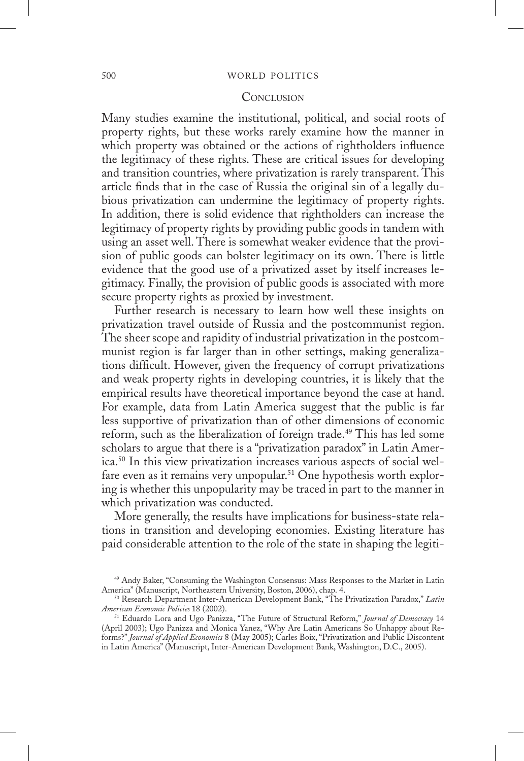## Conclusion

Many studies examine the institutional, political, and social roots of property rights, but these works rarely examine how the manner in which property was obtained or the actions of rightholders influence the legitimacy of these rights. These are critical issues for developing and transition countries, where privatization is rarely transparent. This article finds that in the case of Russia the original sin of a legally dubious privatization can undermine the legitimacy of property rights. In addition, there is solid evidence that rightholders can increase the legitimacy of property rights by providing public goods in tandem with using an asset well. There is somewhat weaker evidence that the provision of public goods can bolster legitimacy on its own. There is little evidence that the good use of a privatized asset by itself increases legitimacy. Finally, the provision of public goods is associated with more secure property rights as proxied by investment.

Further research is necessary to learn how well these insights on privatization travel outside of Russia and the postcommunist region. The sheer scope and rapidity of industrial privatization in the postcommunist region is far larger than in other settings, making generalizations difficult. However, given the frequency of corrupt privatizations and weak property rights in developing countries, it is likely that the empirical results have theoretical importance beyond the case at hand. For example, data from Latin America suggest that the public is far less supportive of privatization than of other dimensions of economic reform, such as the liberalization of foreign trade.[49] This has led some scholars to argue that there is a "privatization paradox" in Latin America.[50] In this view privatization increases various aspects of social welfare even as it remains very unpopular.[51] One hypothesis worth exploring is whether this unpopularity may be traced in part to the manner in which privatization was conducted.

More generally, the results have implications for business-state relations in transition and developing economies. Existing literature has paid considerable attention to the role of the state in shaping the legiti-

[49] Andy Baker, "Consuming the Washington Consensus: Mass Responses to the Market in Latin America" (Manuscript, Northeastern University, Boston, 2006), chap. 4.

[50] Research Department Inter-American Development Bank, "The Privatization Paradox," *Latin American Economic Policies* 18 (2002).

[51] Eduardo Lora and Ugo Panizza, "The Future of Structural Reform," *Journal of Democracy* 14 (April 2003); Ugo Panizza and Monica Yanez, "Why Are Latin Americans So Unhappy about Reforms?" *Journal of Applied Economics* 8 (May 2005); Carles Boix, "Privatization and Public Discontent in Latin America" (Manuscript, Inter-American Development Bank, Washington, D.C., 2005).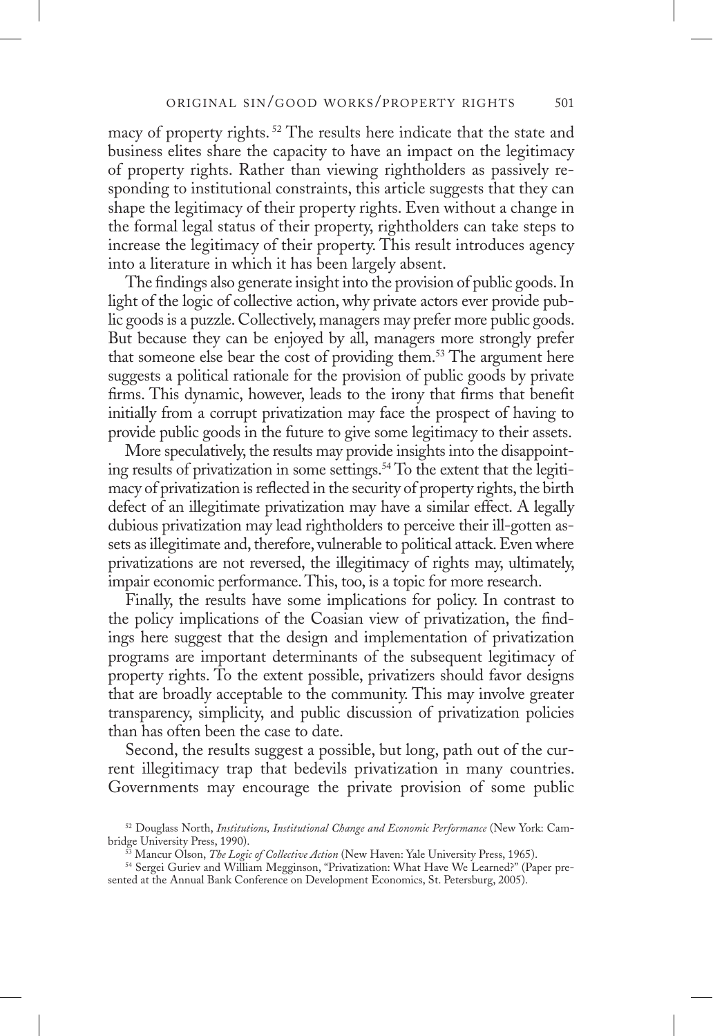macy of property rights.[52] The results here indicate that the state and business elites share the capacity to have an impact on the legitimacy of property rights. Rather than viewing rightholders as passively responding to institutional constraints, this article suggests that they can shape the legitimacy of their property rights. Even without a change in the formal legal status of their property, rightholders can take steps to increase the legitimacy of their property. This result introduces agency into a literature in which it has been largely absent.

The findings also generate insight into the provision of public goods. In light of the logic of collective action, why private actors ever provide public goods is a puzzle. Collectively, managers may prefer more public goods. But because they can be enjoyed by all, managers more strongly prefer that someone else bear the cost of providing them.[53] The argument here suggests a political rationale for the provision of public goods by private firms. This dynamic, however, leads to the irony that firms that benefit initially from a corrupt privatization may face the prospect of having to provide public goods in the future to give some legitimacy to their assets.

More speculatively, the results may provide insights into the disappointing results of privatization in some settings.[54] To the extent that the legitimacy of privatization is reflected in the security of property rights, the birth defect of an illegitimate privatization may have a similar effect. A legally dubious privatization may lead rightholders to perceive their ill-gotten assets as illegitimate and, therefore, vulnerable to political attack. Even where privatizations are not reversed, the illegitimacy of rights may, ultimately, impair economic performance. This, too, is a topic for more research.

Finally, the results have some implications for policy. In contrast to the policy implications of the Coasian view of privatization, the findings here suggest that the design and implementation of privatization programs are important determinants of the subsequent legitimacy of property rights. To the extent possible, privatizers should favor designs that are broadly acceptable to the community. This may involve greater transparency, simplicity, and public discussion of privatization policies than has often been the case to date.

Second, the results suggest a possible, but long, path out of the current illegitimacy trap that bedevils privatization in many countries. Governments may encourage the private provision of some public

[52] Douglass North, *Institutions, Institutional Change and Economic Performance* (New York: Cambridge University Press, 1990).

[53] Mancur Olson, *The Logic of Collective Action* (New Haven: Yale University Press, 1965).

[54] Sergei Guriev and William Megginson, "Privatization: What Have We Learned?" (Paper presented at the Annual Bank Conference on Development Economics, St. Petersburg, 2005).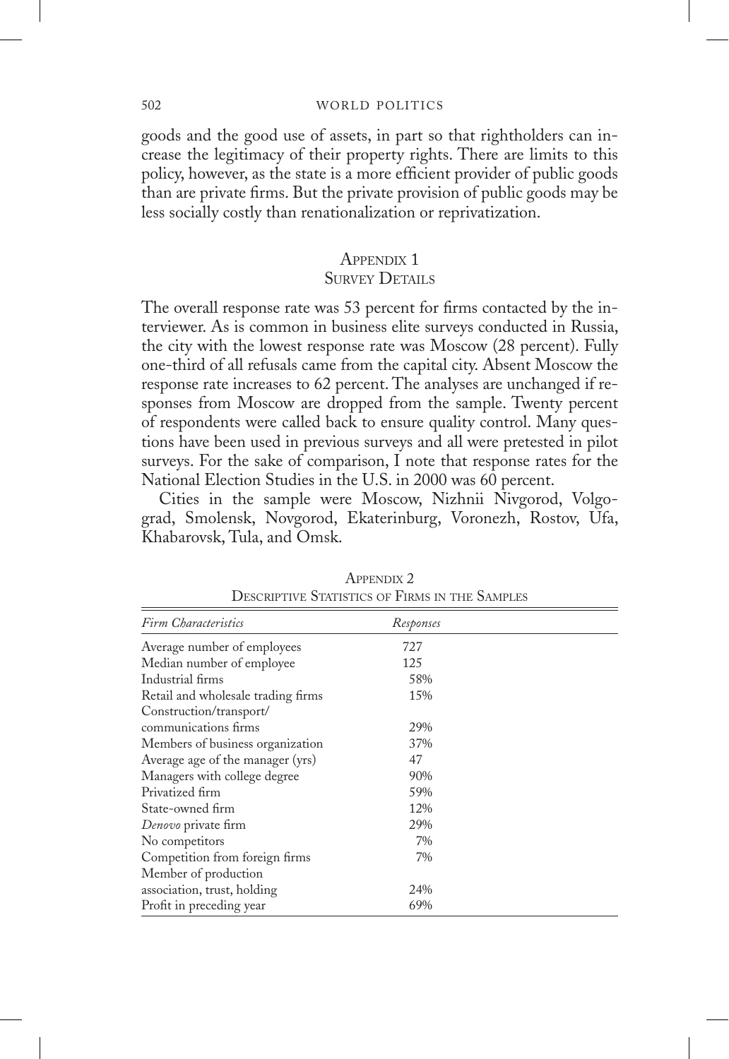goods and the good use of assets, in part so that rightholders can increase the legitimacy of their property rights. There are limits to this policy, however, as the state is a more efficient provider of public goods than are private firms. But the private provision of public goods may be less socially costly than renationalization or reprivatization.

## Appendix 1
## Survey Details

The overall response rate was 53 percent for firms contacted by the interviewer. As is common in business elite surveys conducted in Russia, the city with the lowest response rate was Moscow (28 percent). Fully one-third of all refusals came from the capital city. Absent Moscow the response rate increases to 62 percent. The analyses are unchanged if responses from Moscow are dropped from the sample. Twenty percent of respondents were called back to ensure quality control. Many questions have been used in previous surveys and all were pretested in pilot surveys. For the sake of comparison, I note that response rates for the National Election Studies in the U.S. in 2000 was 60 percent.

Cities in the sample were Moscow, Nizhnii Nivgorod, Volgograd, Smolensk, Novgorod, Ekaterinburg, Voronezh, Rostov, Ufa, Khabarovsk, Tula, and Omsk.

Appendix 2
Descriptive Statistics of Firms in the Samples

| *Firm Characteristics* | *Responses* |
|---|---|
| Average number of employees | 727 |
| Median number of employee | 125 |
| Industrial firms | 58% |
| Retail and wholesale trading firms | 15% |
| Construction/transport/ communications firms | 29% |
| Members of business organization | 37% |
| Average age of the manager (yrs) | 47 |
| Managers with college degree | 90% |
| Privatized firm | 59% |
| State-owned firm | 12% |
| *Denovo* private firm | 29% |
| No competitors | 7% |
| Competition from foreign firms | 7% |
| Member of production association, trust, holding | 24% |
| Profit in preceding year | 69% |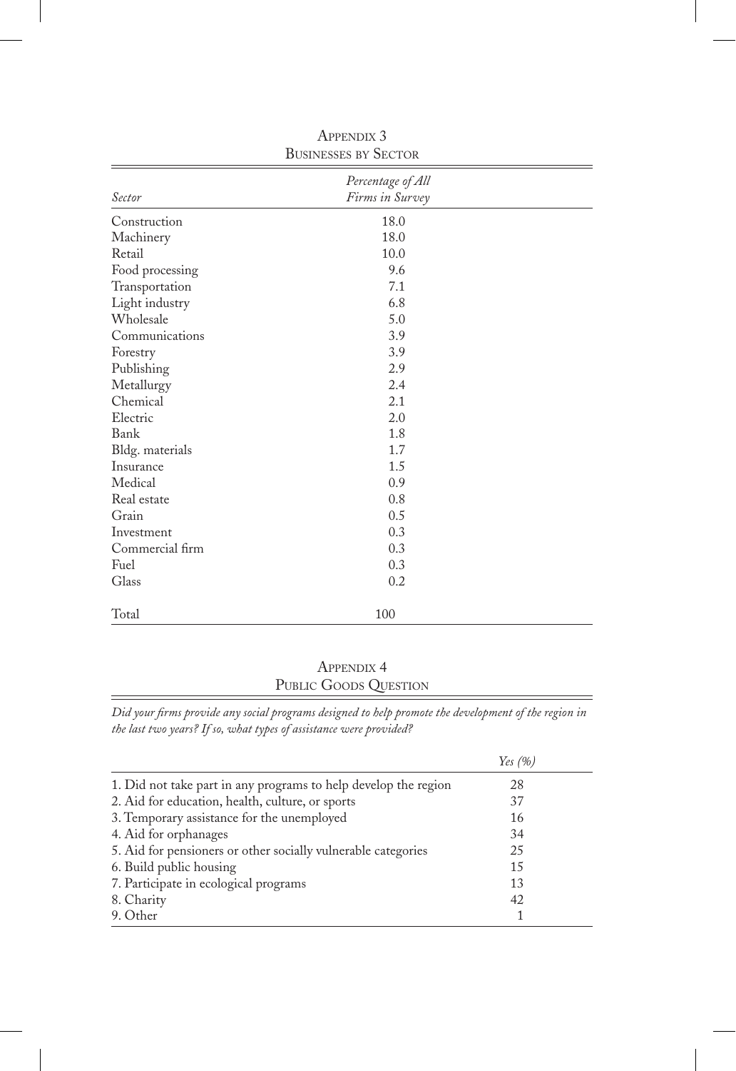## Appendix 3
### Businesses by Sector

| *Sector* | *Percentage of All Firms in Survey* |
|---|---|
| Construction | 18.0 |
| Machinery | 18.0 |
| Retail | 10.0 |
| Food processing | 9.6 |
| Transportation | 7.1 |
| Light industry | 6.8 |
| Wholesale | 5.0 |
| Communications | 3.9 |
| Forestry | 3.9 |
| Publishing | 2.9 |
| Metallurgy | 2.4 |
| Chemical | 2.1 |
| Electric | 2.0 |
| Bank | 1.8 |
| Bldg. materials | 1.7 |
| Insurance | 1.5 |
| Medical | 0.9 |
| Real estate | 0.8 |
| Grain | 0.5 |
| Investment | 0.3 |
| Commercial firm | 0.3 |
| Fuel | 0.3 |
| Glass | 0.2 |
| Total | 100 |

## Appendix 4
### Public Goods Question

*Did your firms provide any social programs designed to help promote the development of the region in the last two years? If so, what types of assistance were provided?*

| | *Yes (%)* |
|---|---|
| 1. Did not take part in any programs to help develop the region | 28 |
| 2. Aid for education, health, culture, or sports | 37 |
| 3. Temporary assistance for the unemployed | 16 |
| 4. Aid for orphanages | 34 |
| 5. Aid for pensioners or other socially vulnerable categories | 25 |
| 6. Build public housing | 15 |
| 7. Participate in ecological programs | 13 |
| 8. Charity | 42 |
| 9. Other | 1 |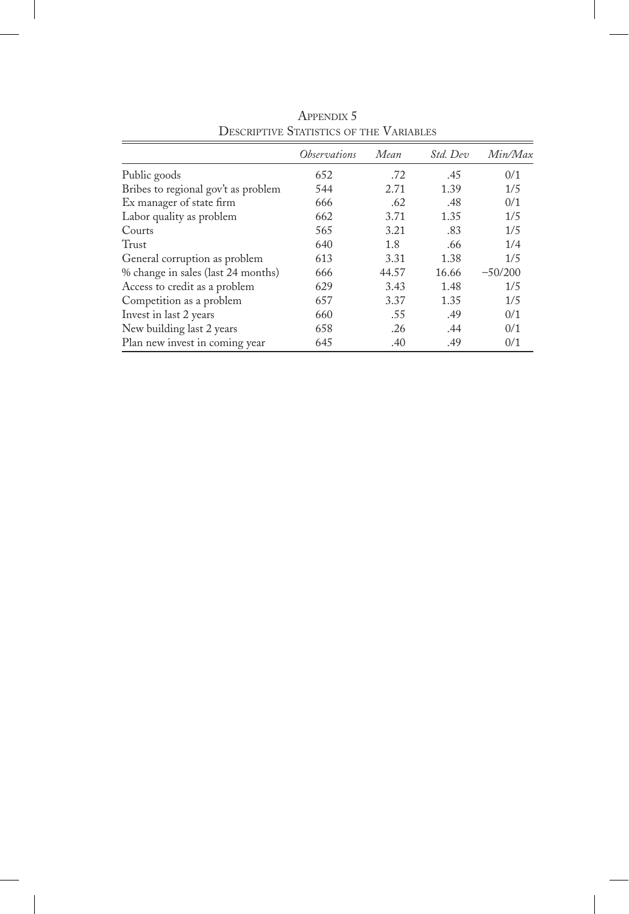## Appendix 5
### Descriptive Statistics of the Variables

| | *Observations* | *Mean* | *Std. Dev* | *Min/Max* |
|---|---|---|---|---|
| Public goods | 652 | .72 | .45 | 0/1 |
| Bribes to regional gov't as problem | 544 | 2.71 | 1.39 | 1/5 |
| Ex manager of state firm | 666 | .62 | .48 | 0/1 |
| Labor quality as problem | 662 | 3.71 | 1.35 | 1/5 |
| Courts | 565 | 3.21 | .83 | 1/5 |
| Trust | 640 | 1.8 | .66 | 1/4 |
| General corruption as problem | 613 | 3.31 | 1.38 | 1/5 |
| % change in sales (last 24 months) | 666 | 44.57 | 16.66 | −50/200 |
| Access to credit as a problem | 629 | 3.43 | 1.48 | 1/5 |
| Competition as a problem | 657 | 3.37 | 1.35 | 1/5 |
| Invest in last 2 years | 660 | .55 | .49 | 0/1 |
| New building last 2 years | 658 | .26 | .44 | 0/1 |
| Plan new invest in coming year | 645 | .40 | .49 | 0/1 |